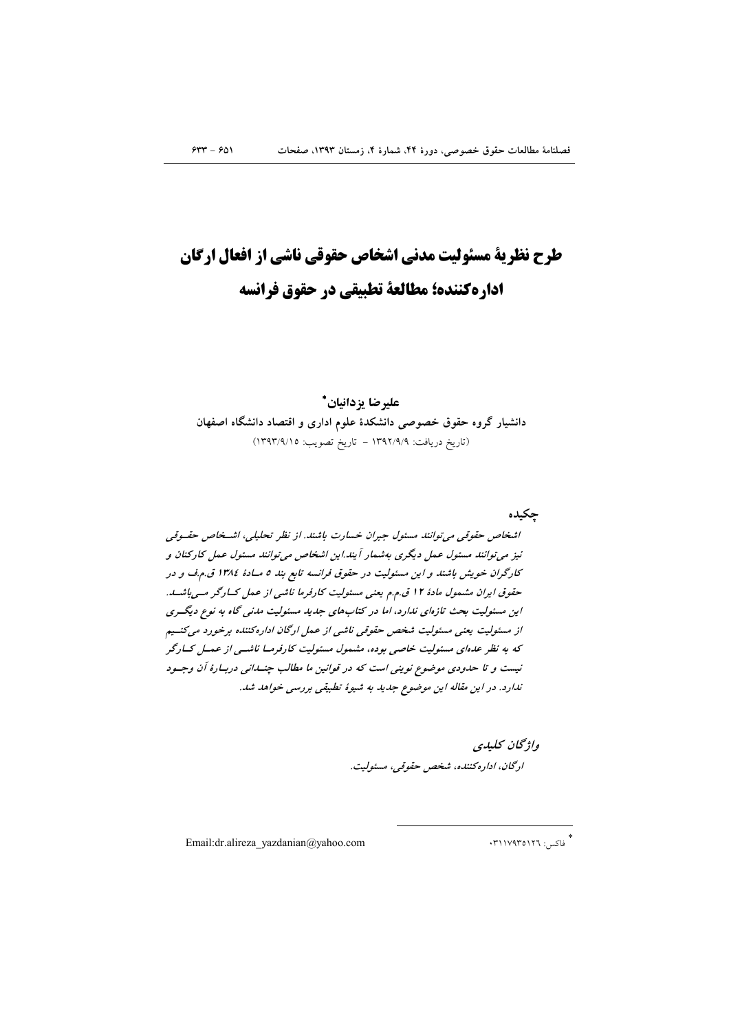# طرح نظریهٔ مسئولیت مدنی اشخاص حقوقی ناشی از افعال ارگان اداره‌کننده؛ مطالعهٔ تطبیقی در حقوق فرانسه

**علیرضا یزدانیان***

دانشیار گروه حقوق خصوصی دانشکدهٔ علوم اداری و اقتصاد دانشگاه اصفهان

(تاریخ دریافت: ۱۳۹۲/۹/۹ - تاریخ تصویب: ۱۳۹۳/۹/۱۵)

**چکیده**

*اشخاص حقوقی می‌توانند مسئول جبران خسارت باشند. از نظر تحلیلی، اشخاص حقوقی نیز می‌توانند مسئول عمل دیگری به‌شمار آیند.این اشخاص می‌توانند مسئول عمل کارکنان و کارگران خویش باشند و این مسئولیت در حقوق فرانسه تابع بند ۵ مادهٔ ۱۳۸٤ ق.م.ف و در حقوق ایران مشمول مادهٔ ۱۲ ق.م.م یعنی مسئولیت کارفرما ناشی از عمل کارگر می‌باشد. این مسئولیت بحث تازه‌ای ندارد، اما در کتاب‌های جدید مسئولیت مدنی گاه به نوع دیگری از مسئولیت یعنی مسئولیت شخص حقوقی ناشی از عمل ارگان اداره‌کننده برخورد می‌کنیم که به نظر عده‌ای مسئولیت خاصی بوده، مشمول مسئولیت کارفرما ناشی از عمل کارگر نیست و تا حدودی موضوع نوینی است که در قوانین ما مطالب چندانی دربارهٔ آن وجود ندارد. در این مقاله این موضوع جدید به شیوهٔ تطبیقی بررسی خواهد شد.*

**واژگان کلیدی**

*ارگان، اداره‌کننده، شخص حقوقی، مسئولیت.*

---

* فاکس: ۰۳۱۱۷۹۳۵۱۲٦

Email:dr.alireza_yazdanian@yahoo.com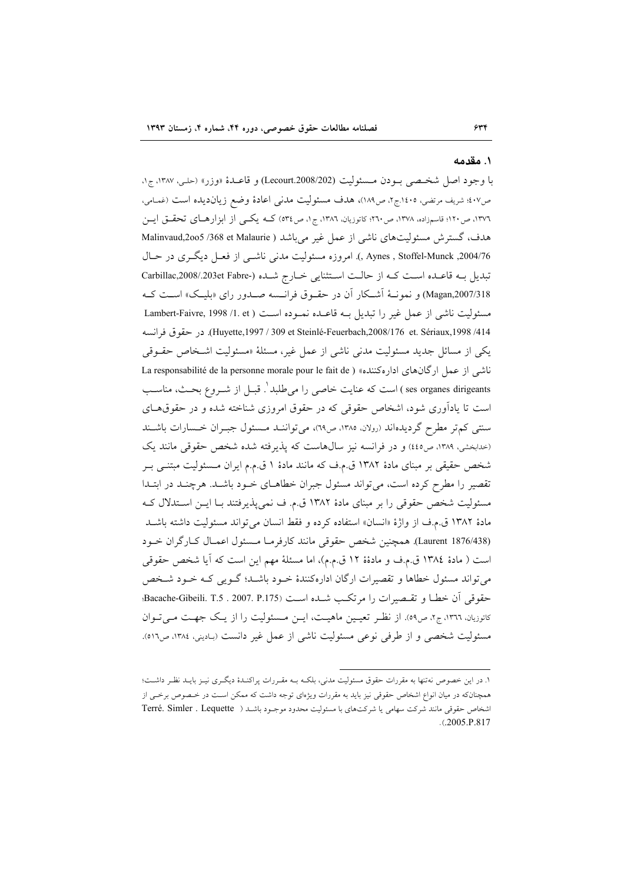## ۱. مقدمه

با وجود اصل شخصی بودن مسئولیت (Lecourt.2008/202) و قاعدهٔ «وزر» (حلی، ۱۳۸۷، ج۱، ص۴۰۷؛ شریف مرتضی، ۱۴۰۵.ج۲، ص۱۸۹)، هدف مسئولیت مدنی اعادهٔ وضع زیان‌دیده است (غمامی، ۱۳۷۶، ص۱۲۰؛ قاسم‌زاده، ۱۳۷۸، ص۲۶۰؛ کاتوزیان، ۱۳۸۶، ج۱، ص۵۳۴) که یکی از ابزارهای تحقق این هدف، گسترش مسئولیت‌های ناشی از عمل غیر می‌باشد ( Malinvaud,2oo5 /368 et Malaurie ,2004/76 Aynes , Stoffel-Munck ,). امروزه مسئولیت مدنی ناشی از فعل دیگری در حال تبدیل به قاعده است که از حالت استثنایی خارج شده (Carbillac,2008/.203et Fabre-Magan,2007/318) و نمونهٔ آشکار آن در حقوق فرانسه صدور رای «بلیک» است که مسئولیت ناشی از عمل غیر را تبدیل به قاعده نموده است ( Lambert-Faivre, 1998 /1. et Huyette,1997 / 309 et Steinlé-Feuerbach,2008/176 et. Sériaux,1998 /414). در حقوق فرانسه یکی از مسائل جدید مسئولیت مدنی ناشی از عمل غیر، مسئلهٔ «مسئولیت اشخاص حقوقی ناشی از عمل ارگان‌های اداره‌کننده» ( La responsabilité de la personne morale pour le fait de ses organes dirigeants ) است که عنایت خاصی را می‌طلبد[۱]. قبل از شروع بحث، مناسب است تا یادآوری شود، اشخاص حقوقی که در حقوق امروزی شناخته شده و در حقوق‌های سنتی کم‌تر مطرح گردیده‌اند (رولان، ۱۳۸۵، ص۶۹)، می‌توانند مسئول جبران خسارات باشند (خدابخشی، ۱۳۸۹، ص۴۴۵) و در فرانسه نیز سال‌هاست که پذیرفته شده شخص حقوقی مانند یک شخص حقیقی بر مبنای مادهٔ ۱۳۸۲ ق.م.ف که مانند مادهٔ ۱ ق.م.م ایران مسئولیت مبتنی بر تقصیر را مطرح کرده است، می‌تواند مسئول جبران خطاهای خود باشد. هرچند در ابتدا مسئولیت شخص حقوقی را بر مبنای مادهٔ ۱۳۸۲ ق.م. ف نمی‌پذیرفتند با این استدلال که مادهٔ ۱۳۸۲ ق.م.ف از واژهٔ «انسان» استفاده کرده و فقط انسان می‌تواند مسئولیت داشته باشد (Laurent 1876/438). همچنین شخص حقوقی مانند کارفرما مسئول اعمال کارگران خود است ( مادهٔ ۱۳۸۴ ق.م.ف و مادهٔ ۱۲ ق.م.م)، اما مسئلهٔ مهم این است که آیا شخص حقوقی می‌تواند مسئول خطاها و تقصیرات ارگان اداره‌کنندهٔ خود باشد؛ گویی که خود شخص حقوقی آن خطا و تقصیرات را مرتکب شده است (Bacache-Gibeili. T.5 . 2007. P.175؛ کاتوزیان، ۱۳۶۶، ج۲، ص۵۹). از نظر تعیین ماهیت، این مسئولیت را از یک جهت می‌توان مسئولیت شخصی و از طرفی نوعی مسئولیت ناشی از عمل غیر دانست (بادینی، ۱۳۸۴، ص۵۱۶).

---

۱. در این خصوص نه‌تنها به مقررات حقوق مسئولیت مدنی، بلکه به مقررات پراکندهٔ دیگری نیز باید نظر داشت؛ همچنان‌که در میان انواع اشخاص حقوقی نیز باید به مقررات ویژه‌ای توجه داشت که ممکن است در خصوص برخی از اشخاص حقوقی مانند شرکت سهامی یا شرکت‌های با مسئولیت محدود موجود باشد ( Terré. Simler . Lequette .(2005.P.817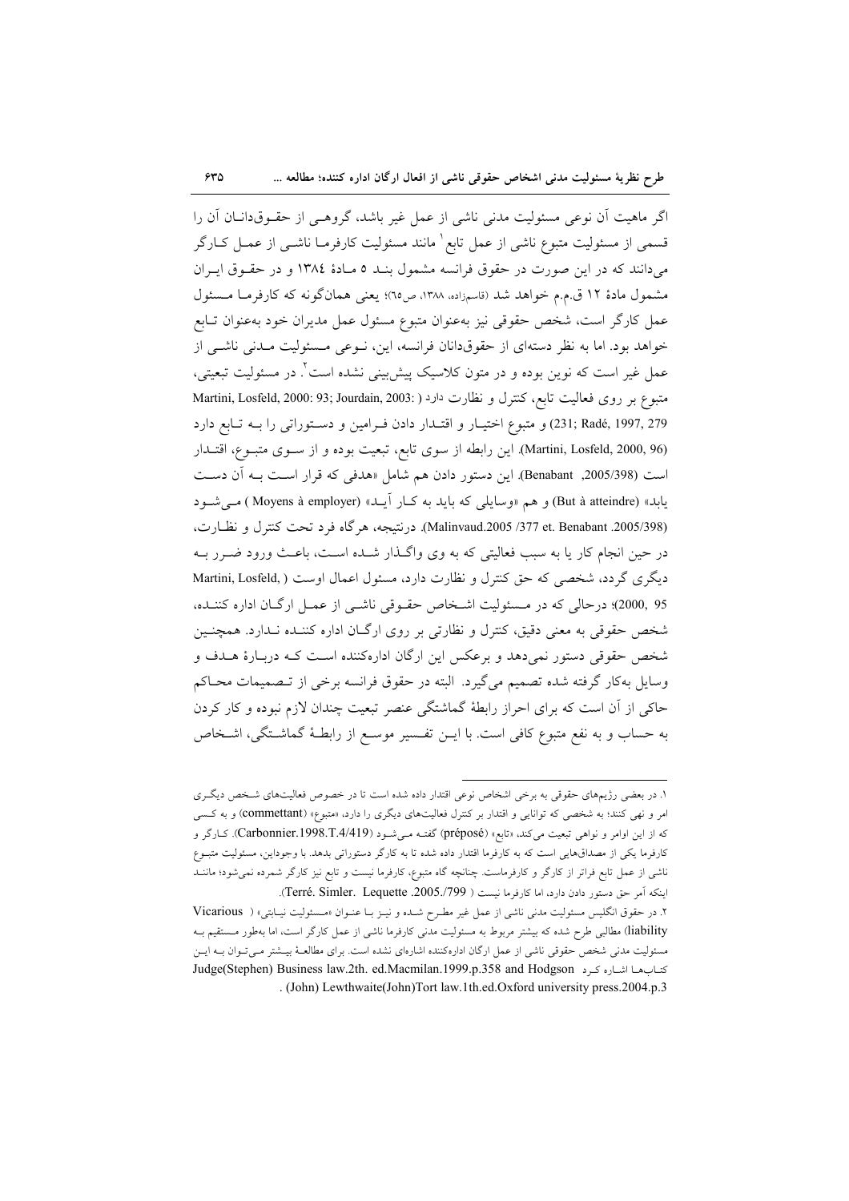اگر ماهیت آن نوعی مسئولیت مدنی ناشی از عمل غیر باشد، گروهی از حقـوق‌دانـان آن را قسمی از مسئولیت متبوع ناشی از عمل تابع[1] مانند مسئولیت کارفرمـا ناشـی از عمـل کـارگر می‌دانند که در این صورت در حقوق فرانسه مشمول بنـد ۵ مـادهٔ ۱۳۸۴ و در حقـوق ایـران مشمول مادهٔ ۱۲ ق.م.م خواهد شد (قاسم‌زاده، ۱۳۸۸، ص۶۵)؛ یعنی همان‌گونه که کارفرمـا مـسئول عمل کارگر است، شخص حقوقی نیز به‌عنوان متبوع مسئول عمل مدیران خود به‌عنوان تـابع خواهد بود. اما به نظر دسته‌ای از حقوق‌دانان فرانسه، این، نـوعی مـسئولیت مـدنی ناشـی از عمل غیر است که نوین بوده و در متون کلاسیک پیش‌بینی نشده است[2]. در مسئولیت تبعیتی، متبوع بر روی فعالیت تابع، کنترل و نظارت دارد ( Martini, Losfeld, 2000: 93; Jourdain, 2003: 231; Radé, 1997, 279) و متبوع اختیـار و اقتـدار دادن فـرامین و دسـتوراتی را بـه تـابع دارد (Martini, Losfeld, 2000, 96). این رابطه از سوی تابع، تبعیت بوده و از سـوی متبـوع، اقتـدار است (Benabant ,2005/398). این دستور دادن هم شامل «هدفی که قرار اسـت بـه آن دسـت یابد» (But à atteindre) و هم «وسایلی که باید به کـار آیـد» (Moyens à employer) مـی‌شـود (Malinvaud.2005 /377 et. Benabant .2005/398). درنتیجه، هرگاه فرد تحت کنترل و نظـارت، در حین انجام کار یا به سبب فعالیتی که به وی واگـذار شـده اسـت، باعـث ورود ضـرر بـه دیگری گردد، شخصی که حق کنترل و نظارت دارد، مسئول اعمال اوست ( Martini, Losfeld, 2000, 95)؛ درحالی که در مـسئولیت اشـخاص حقـوقی ناشـی از عمـل ارگـان اداره کننـده، شخص حقوقی به معنی دقیق، کنترل و نظارتی بر روی ارگـان اداره کننـده نـدارد. همچنـین شخص حقوقی دستور نمی‌دهد و برعکس این ارگان اداره‌کننده اسـت کـه دربـارهٔ هـدف و وسایل به‌کار گرفته شده تصمیم می‌گیرد. البته در حقوق فرانسه برخی از تـصمیمات محـاکم حاکی از آن است که برای احراز رابطهٔ گماشتگی عنصر تبعیت چندان لازم نبوده و کار کردن به حساب و به نفع متبوع کافی است. با ایـن تفـسیر موسـع از رابطـهٔ گماشـتگی، اشـخاص

---

۱. در بعضی رژیم‌های حقوقی به برخی اشخاص نوعی اقتدار داده شده است تا در خصوص فعالیت‌های شـخص دیگـری امر و نهی کنند؛ به شخصی که توانایی و اقتدار بر کنترل فعالیت‌های دیگری را دارد، «متبوع» (commettant) و به کـسی که از این اوامر و نواهی تبعیت می‌کند، «تابع» (préposé) گفتـه مـی‌شـود (Carbonnier.1998.T.4/419). کـارگر و کارفرما یکی از مصداق‌هایی است که به کارفرما اقتدار داده شده تا به کارگر دستوراتی بدهد. با وجوداین، مسئولیت متبـوع ناشی از عمل تابع فراتر از کارگر و کارفرماست. چنانچه گاه متبوع، کارفرما نیست و تابع نیز کارگر شمرده نمی‌شود؛ ماننـد اینکه آمر حق دستور دادن دارد، اما کارفرما نیست ( Terré. Simler. Lequette .2005./799).

۲. در حقوق انگلیس مسئولیت مدنی ناشی از عمل غیر مطـرح شـده و نیـز بـا عنـوان «مـسئولیت نیـابتی» ( Vicarious liability) مطالبی طرح شده که بیشتر مربوط به مسئولیت مدنی کارفرما ناشی از عمل کارگر است، اما به‌طور مـستقیم بـه مسئولیت مدنی شخص حقوقی ناشی از عمل ارگان اداره‌کننده اشاره‌ای نشده است. برای مطالعـهٔ بیـشتر مـی‌تـوان بـه ایـن کتاب‌هـا اشـاره کـرد Judge(Stephen) Business law.2th. ed.Macmilan.1999.p.358 and Hodgson (John) Lewthwaite(John)Tort law.1th.ed.Oxford university press.2004.p.3.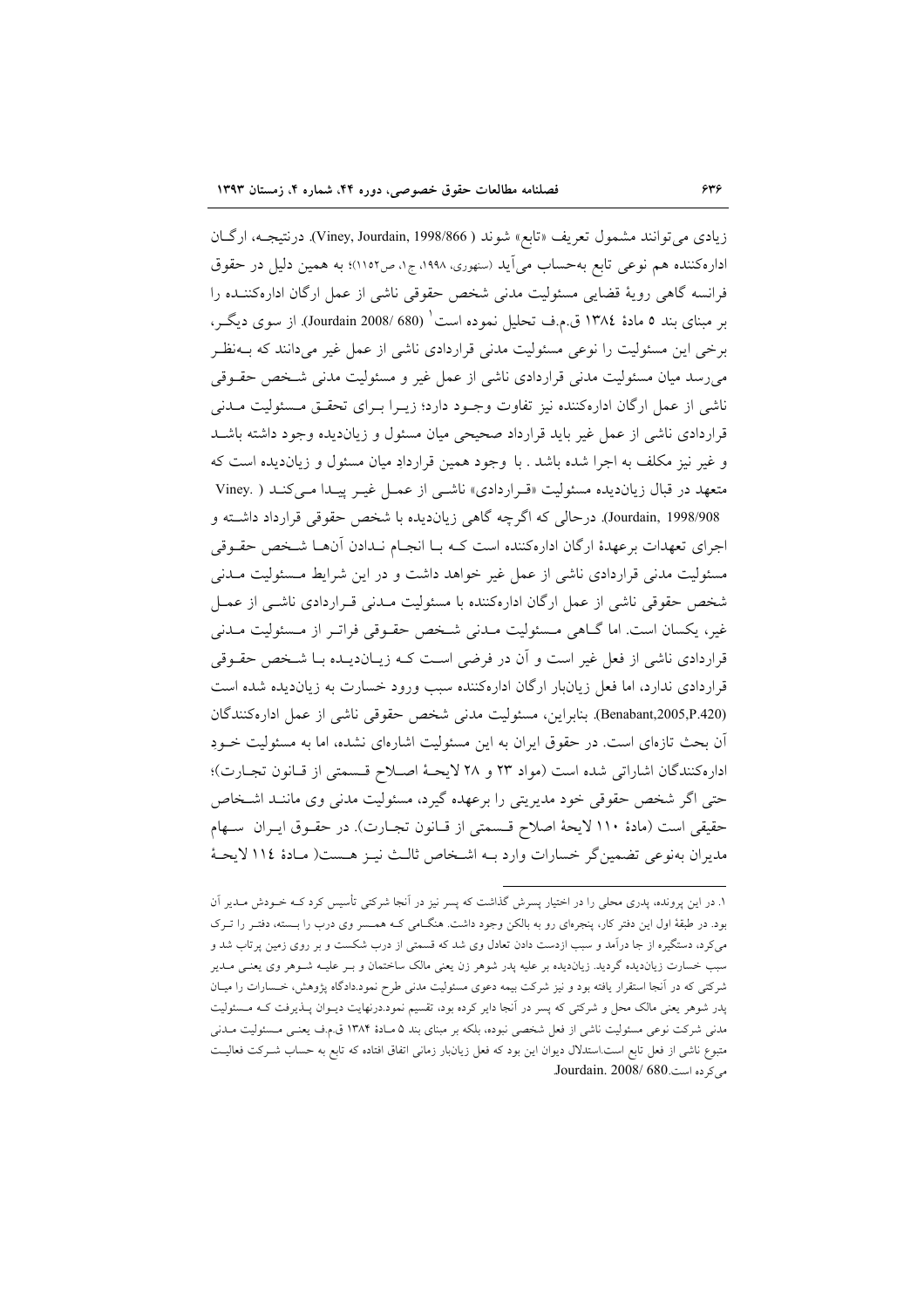زیادی می‌توانند مشمول تعریف «تابع» شوند (Viney, Jourdain, 1998/866). درنتیجه، ارگان اداره‌کننده هم نوعی تابع به‌حساب می‌آید (سنهوری، ۱۹۹۸، ج۱، ص۱۱۵۲)؛ به همین دلیل در حقوق فرانسه گاهی رویهٔ قضایی مسئولیت مدنی شخص حقوقی ناشی از عمل ارگان اداره‌کننده را بر مبنای بند ۵ مادهٔ ۱۳۸٤ ق.م.ف تحلیل نموده است[1] (Jourdain 2008/ 680). از سوی دیگر، برخی این مسئولیت را نوعی مسئولیت مدنی قراردادی ناشی از عمل غیر می‌دانند که به‌نظر می‌رسد میان مسئولیت مدنی قراردادی ناشی از عمل غیر و مسئولیت مدنی شخص حقوقی ناشی از عمل ارگان اداره‌کننده نیز تفاوت وجود دارد؛ زیرا برای تحقق مسئولیت مدنی قراردادی ناشی از عمل غیر باید قرارداد صحیحی میان مسئول و زیان‌دیده وجود داشته باشد و غیر نیز مکلف به اجرا شده باشد . با وجود همین قراردادِ میان مسئول و زیان‌دیده است که متعهد در قبال زیان‌دیده مسئولیت «قراردادی» ناشی از عمل غیر پیدا می‌کند (Viney. Jourdain, 1998/908). درحالی که اگرچه گاهی زیان‌دیده با شخص حقوقی قرارداد داشته و اجرای تعهدات برعهدهٔ ارگان اداره‌کننده است که با انجام ندادن آن‌ها شخص حقوقی مسئولیت مدنی قراردادی ناشی از عمل غیر خواهد داشت و در این شرایط مسئولیت مدنی شخص حقوقی ناشی از عمل ارگان اداره‌کننده با مسئولیت مدنی قراردادی ناشی از عمل غیر، یکسان است. اما گاهی مسئولیت مدنی شخص حقوقی فراتر از مسئولیت مدنی قراردادی ناشی از فعل غیر است و آن در فرضی است که زیان‌دیده با شخص حقوقی قراردادی ندارد، اما فعل زیان‌بار ارگان اداره‌کننده سبب ورود خسارت به زیان‌دیده شده است (Benabant,2005,P.420). بنابراین، مسئولیت مدنی شخص حقوقی ناشی از عمل اداره‌کنندگان آن بحث تازه‌ای است. در حقوق ایران به این مسئولیت اشاره‌ای نشده، اما به مسئولیت خود اداره‌کنندگان اشاراتی شده است (مواد ۲۳ و ۲۸ لایحهٔ اصلاح قسمتی از قانون تجارت)؛ حتی اگر شخص حقوقی خود مدیریتی را برعهده گیرد، مسئولیت مدنی وی مانند اشخاص حقیقی است (مادهٔ ۱۱۰ لایحهٔ اصلاح قسمتی از قانون تجارت). در حقوق ایران سهام مدیران به‌نوعی تضمین‌گر خسارات وارد به اشخاص ثالث نیز هست( مادهٔ ۱۱٤ لایحهٔ

---

۱. در این پرونده، پدری محلی را در اختیار پسرش گذاشت که پسر نیز در آنجا شرکتی تأسیس کرد که خودش مدیر آن بود. در طبقهٔ اول این دفتر کار، پنجره‌ای رو به بالکن وجود داشت. هنگامی که همسر وی درب را بسته، دفتر را ترک می‌کرد، دستگیره از جا درآمد و سبب ازدست دادن تعادل وی شد که قسمتی از درب شکست و بر روی زمین پرتاب شد و سبب خسارت زیان‌دیده گردید. زیان‌دیده بر علیه پدر شوهر زن یعنی مالک ساختمان و بر علیه شوهر وی یعنی مدیر شرکتی که در آنجا استقرار یافته بود و نیز شرکت بیمه دعوی مسئولیت مدنی طرح نمود.دادگاه پژوهش، خسارات را میان پدر شوهر یعنی مالک محل و شرکتی که پسر در آنجا دایر کرده بود، تقسیم نمود.درنهایت دیوان پذیرفت که مسئولیت مدنی شرکت نوعی مسئولیت ناشی از فعل شخصی نبوده، بلکه بر مبنای بند ۵ مادهٔ ۱۳۸۴ ق.م.ف یعنی مسئولیت مدنی متبوع ناشی از فعل تابع است.استدلال دیوان این بود که فعل زیان‌بار زمانی اتفاق افتاده که تابع به حساب شرکت فعالیت می‌کرده است.Jourdain. 2008/ 680.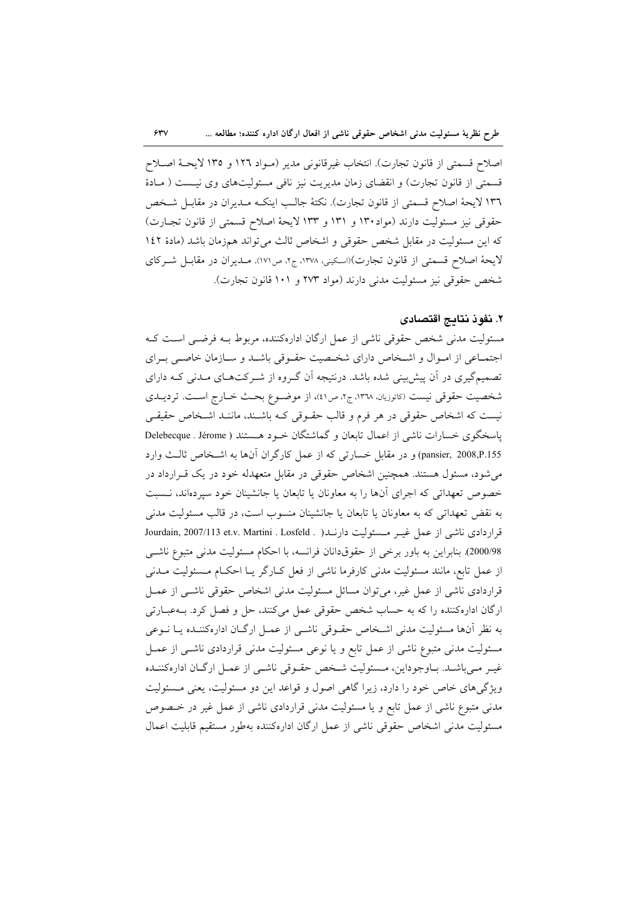اصلاح قسمتی از قانون تجارت). انتخاب غیرقانونی مدیر (مواد ۱۲۶ و ۱۳۵ لایحهٔ اصلاح قسمتی از قانون تجارت) و انقضای زمان مدیریت نیز نافی مسئولیت‌های وی نیست ( مادهٔ ۱۳۶ لایحهٔ اصلاح قسمتی از قانون تجارت). نکتهٔ جالب اینکه مدیران در مقابل شخص حقوقی نیز مسئولیت دارند (مواد۱۳۰ و ۱۳۱ و ۱۳۳ لایحهٔ اصلاح قسمتی از قانون تجارت) که این مسئولیت در مقابل شخص حقوقی و اشخاص ثالث می‌تواند هم‌زمان باشد (مادهٔ ۱۴۲ لایحهٔ اصلاح قسمتی از قانون تجارت)(اسکینی، ۱۳۷۸، ج۲، ص۱۷۱). مدیران در مقابل شرکای شخص حقوقی نیز مسئولیت مدنی دارند (مواد ۲۷۳ و ۱۰۱ قانون تجارت).

## ۲. نفوذ نتایج اقتصادی

مسئولیت مدنی شخص حقوقی ناشی از عمل ارگان اداره‌کننده، مربوط بـه فرضـی اسـت کـه اجتمـاعی از امـوال و اشـخاص دارای شخـصیت حقـوقی باشـد و سـازمان خاصـی بـرای تصمیم‌گیری در آن پیش‌بینی شده باشد. درنتیجه آن گـروه از شـرکت‌هـای مـدنی کـه دارای شخصیت حقوقی نیست (کاتوزیان، ۱۳۶۸، ج۲، ص۴۱)، از موضـوع بحـث خـارج اسـت. تردیـدی نیست که اشخاص حقوقی در هر فرم و قالب حقـوقی کـه باشـند، ماننـد اشـخاص حقیقـی پاسخگوی خسارات ناشی از اعمال تابعان و گماشتگان خـود هـستند ( Delebecque . Jérome pansier, 2008,P.155) و در مقابل خسارتی که از عمل کارگران آن‌ها به اشـخاص ثالـث وارد می‌شود، مسئول هستند. همچنین اشخاص حقوقی در مقابل متعهدله خود در یک قـرارداد در خصوص تعهداتی که اجرای آن‌ها را به معاونان یا تابعان یا جانشینان خود سپرده‌اند، نـسبت به نقض تعهداتی که به معاونان یا تابعان یا جانشینان منسوب است، در قالب مسئولیت مدنی قراردادی ناشی از عمل غیـر مـسئولیت دارنـد( . Jourdain, 2007/113 et.v. Martini . Losfeld 2000/98). بنابراین به باور برخی از حقوق‌دانان فرانسه، با احکام مسئولیت مدنی متبوع ناشـی از عمل تابع، مانند مسئولیت مدنی کارفرما ناشی از فعل کـارگر یـا احکـام مـسئولیت مـدنی قراردادی ناشی از عمل غیر، می‌توان مسائل مسئولیت مدنی اشخاص حقوقی ناشـی از عمـل ارگان اداره‌کننده را که به حساب شخص حقوقی عمل می‌کنند، حل و فصل کرد. بـه‌عبـارتی به نظر آن‌ها مسئولیت مدنی اشـخاص حقـوقی ناشـی از عمـل ارگـان اداره‌کننـده یـا نـوعی مسئولیت مدنی متبوع ناشی از عمل تابع و یا نوعی مسئولیت مدنی قراردادی ناشـی از عمـل غیـر مـی‌باشـد. بـاوجوداین، مـسئولیت شـخص حقـوقی ناشـی از عمـل ارگـان اداره‌کننـده ویژگی‌های خاص خود را دارد، زیرا گاهی اصول و قواعد این دو مسئولیت، یعنی مـسئولیت مدنی متبوع ناشی از عمل تابع و یا مسئولیت مدنی قراردادی ناشی از عمل غیر در خـصوص مسئولیت مدنی اشخاص حقوقی ناشی از عمل ارگان اداره‌کننده به‌طور مستقیم قابلیت اعمال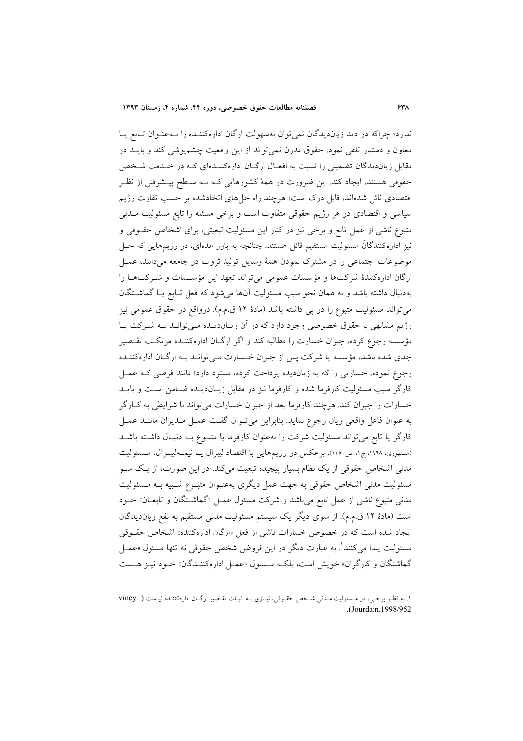ندارد؛ چراکه در دید زیاندیدگان نمی‌توان به‌سهولت ارگان اداره‌کننده را به‌عنوان تابع یا معاون و دستیار تلقی نمود. حقوق مدرن نمی‌تواند از این واقعیت چشم‌پوشی کند و باید در مقابل زیاندیدگان تضمینی را نسبت به افعال ارگان اداره‌کننده‌ای که در خدمت شخص حقوقی هستند، ایجاد کند. این ضرورت در همهٔ کشورهایی که به سطح پیشرفتی از نظر اقتصادی نائل شده‌اند، قابل درک است؛ هرچند راه حل‌های اتخاذشده بر حسب تفاوت رژیم سیاسی و اقتصادی در هر رژیم حقوقی متفاوت است و برخی مسئله را تابع مسئولیت مدنی متبوع ناشی از عمل تابع و برخی نیز در کنار این مسئولیت تبعیتی، برای اشخاص حقوقی و نیز اداره‌کنندگانْ مسئولیت مستقیم قائل هستند. چنانچه به باور عده‌ای، در رژیم‌هایی که حل موضوعات اجتماعی را در مشترک نمودن همهٔ وسایل تولید ثروت در جامعه می‌دانند، عمل ارگان اداره‌کنندهٔ شرکت‌ها و مؤسسات عمومی می‌تواند تعهد این مؤسسات و شرکت‌ها را به‌دنبال داشته باشد و به همان نحو سبب مسئولیت آنها می‌شود که فعل تابع یا گماشتگان می‌تواند مسئولیت متبوع را در پی داشته باشد (مادهٔ ۱۲ ق.م.م). درواقع در حقوق عمومی نیز رژیم مشابهی با حقوق خصوصی وجود دارد که در آن زیاندیده می‌تواند به شرکت یا مؤسسه رجوع کرده، جبران خسارت را مطالبه کند و اگر ارگان اداره‌کننده مرتکب تقصیر جدی شده باشد، مؤسسه یا شرکت پس از جبران خسارت می‌تواند به ارگان اداره‌کننده رجوع نموده، خسارتی را که به زیاندیده پرداخت کرده، مسترد دارد؛ مانند فرضی که عمل کارگر سبب مسئولیت کارفرما شده و کارفرما نیز در مقابل زیاندیده ضامن است و باید خسارات را جبران کند. هرچند کارفرما بعد از جبران خسارات می‌تواند با شرایطی به کارگر به عنوان فاعل واقعی زیان رجوع نماید. بنابراین می‌توان گفت عمل مدیران مانند عمل کارگر یا تابع می‌تواند مسئولیت شرکت را به‌عنوان کارفرما یا متبوع به دنبال داشته باشد (سنهوری، ۱۹۹۸، ج۱، ص۱۱۵۰). برعکس در رژیم‌هایی با اقتصاد لیبرال یا نیمه‌لیبرال، مسئولیت مدنی اشخاص حقوقی از یک نظام بسیار پیچیده تبعیت می‌کند. در این صورت، از یک سو مسئولیت مدنی اشخاص حقوقی به جهت عمل دیگری به‌عنوان متبوع شبیه به مسئولیت مدنی متبوع ناشی از عمل تابع می‌باشد و شرکت مسئول عمل «گماشتگان و تابعان» خود است (مادهٔ ۱۲ ق.م.م). از سوی دیگر یک سیستم مسئولیت مدنی مستقیم به نفع زیاندیدگان ایجاد شده است که در خصوص خسارات ناشی از فعل «ارگان اداره‌کننده» اشخاص حقوقی مسئولیت پیدا می‌کنند[1]. به عبارت دیگر در این فروض شخص حقوقی نه تنها مسئول «عمل گماشتگان و کارگران» خویش است، بلکه مسئول «عمل اداره‌کنندگان» خود نیز هست

---

۱. به نظر برخی، در مسئولیت مدنی شخص حقوقی، نیازی به اثبات تقصیر ارگان اداره‌کننده نیست (viney. Jourdain.1998/952).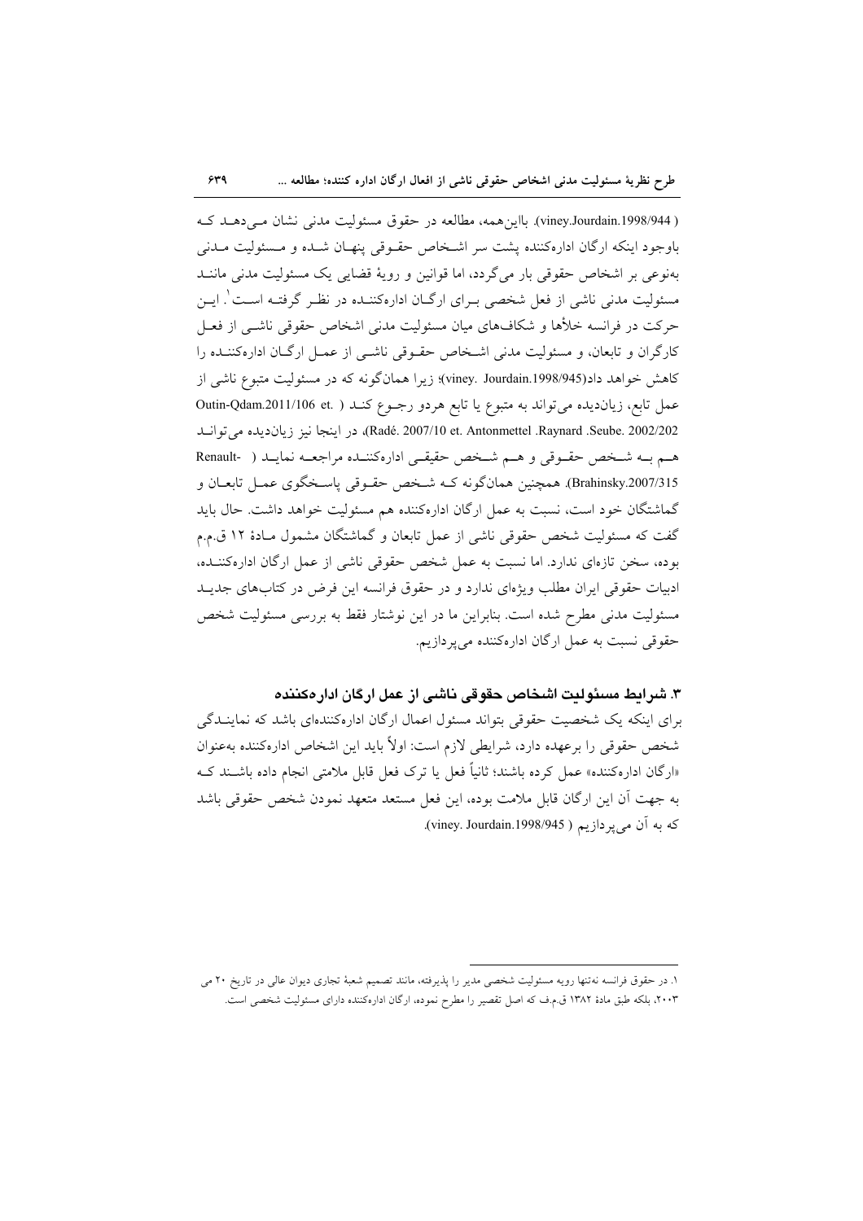( viney.Jourdain.1998/944). بااین‌همه، مطالعه در حقوق مسئولیت مدنی نشان می‌دهد که باوجود اینکه ارگان اداره‌کننده پشت سر اشخاص حقوقی پنهان شده و مسئولیت مدنی به‌نوعی بر اشخاص حقوقی بار می‌گردد، اما قوانین و رویهٔ قضایی یک مسئولیت مدنی مانند مسئولیت مدنی ناشی از فعل شخصی برای ارگان اداره‌کننده در نظر گرفته است[1]. این حرکت در فرانسه خلأها و شکاف‌های میان مسئولیت مدنی اشخاص حقوقی ناشی از فعل کارگران و تابعان، و مسئولیت مدنی اشخاص حقوقی ناشی از عمل ارگان اداره‌کننده را کاهش خواهد داد(viney. Jourdain.1998/945)؛ زیرا همان‌گونه که در مسئولیت متبوع ناشی از عمل تابع، زیان‌دیده می‌تواند به متبوع یا تابع هردو رجوع کند ( Outin-Qdam.2011/106 et. Radé. 2007/10 et. Antonmettel .Raynard .Seube. 2002/202)، در اینجا نیز زیان‌دیده می‌تواند هم به شخص حقوقی و هم شخص حقیقی اداره‌کننده مراجعه نماید ( Renault-Brahinsky.2007/315). همچنین همان‌گونه که شخص حقوقی پاسخگوی عمل تابعان و گماشتگان خود است، نسبت به عمل ارگان اداره‌کننده هم مسئولیت خواهد داشت. حال باید گفت که مسئولیت شخص حقوقی ناشی از عمل تابعان و گماشتگان مشمول مادهٔ ۱۲ ق.م.م بوده، سخن تازه‌ای ندارد. اما نسبت به عمل شخص حقوقی ناشی از عمل ارگان اداره‌کننده، ادبیات حقوقی ایران مطلب ویژه‌ای ندارد و در حقوق فرانسه این فرض در کتاب‌های جدید مسئولیت مدنی مطرح شده است. بنابراین ما در این نوشتار فقط به بررسی مسئولیت شخص حقوقی نسبت به عمل ارگان اداره‌کننده می‌پردازیم.

## ۳. شرایط مسئولیت اشخاص حقوقی ناشی از عمل ارگان اداره‌کننده

برای اینکه یک شخصیت حقوقی بتواند مسئول اعمال ارگان اداره‌کننده‌ای باشد که نمایندگی شخص حقوقی را برعهده دارد، شرایطی لازم است: اولاً باید این اشخاص اداره‌کننده به‌عنوان «ارگان اداره‌کننده» عمل کرده باشند؛ ثانیاً فعل یا ترک فعل قابل ملامتی انجام داده باشند که به جهت آن این ارگان قابل ملامت بوده، این فعل مستعد متعهد نمودن شخص حقوقی باشد که به آن می‌پردازیم ( viney. Jourdain.1998/945).

---

۱. در حقوق فرانسه نه‌تنها رویه مسئولیت شخصی مدیر را پذیرفته، مانند تصمیم شعبهٔ تجاری دیوان عالی در تاریخ ۲۰ می ۲۰۰۳، بلکه طبق مادهٔ ۱۳۸۲ ق.م.ف که اصل تقصیر را مطرح نموده، ارگان اداره‌کننده دارای مسئولیت شخصی است.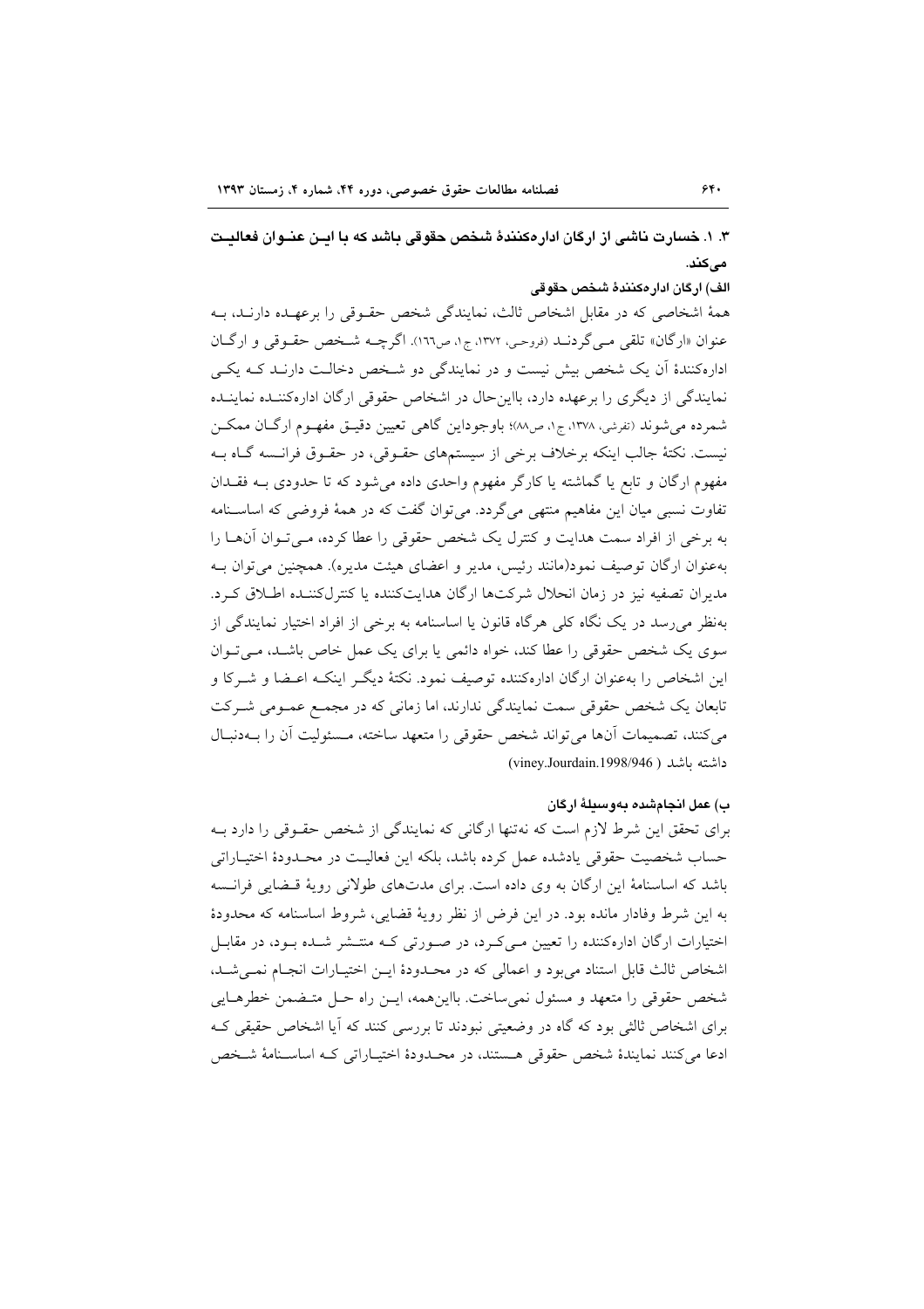### ۳. ۱. خسارت ناشی از ارگان اداره‌کنندهٔ شخص حقوقی باشد که با این عنوان فعالیت می‌کند.

#### الف) ارگان اداره‌کنندهٔ شخص حقوقی

همهٔ اشخاصی که در مقابل اشخاص ثالث، نمایندگی شخص حقوقی را برعهده دارند، به عنوان «ارگان» تلقی می‌گردند (فروحی، ۱۳۷۲، ج۱، ص۱۶۶). اگرچه شخص حقوقی و ارگان اداره‌کنندهٔ آن یک شخص بیش نیست و در نمایندگی دو شخص دخالت دارند که یکی نمایندگی از دیگری را برعهده دارد، بااین‌حال در اشخاص حقوقی ارگان اداره‌کننده نماینده شمرده می‌شوند (تفرشی، ۱۳۷۸، ج۱، ص۸۸)؛ باوجوداین گاهی تعیین دقیق مفهوم ارگان ممکن نیست. نکتهٔ جالب اینکه برخلاف برخی از سیستم‌های حقوقی، در حقوق فرانسه گاه به مفهوم ارگان و تابع یا گماشته یا کارگر مفهوم واحدی داده می‌شود که تا حدودی به فقدان تفاوت نسبی میان این مفاهیم منتهی می‌گردد. می‌توان گفت که در همهٔ فروضی که اساسنامه به برخی از افراد سمت هدایت و کنترل یک شخص حقوقی را عطا کرده، می‌توان آنها را به‌عنوان ارگان توصیف نمود(مانند رئیس، مدیر و اعضای هیئت مدیره). همچنین می‌توان به مدیران تصفیه نیز در زمان انحلال شرکت‌ها ارگان هدایت‌کننده یا کنترل‌کننده اطلاق کرد. به‌نظر می‌رسد در یک نگاه کلی هرگاه قانون یا اساسنامه به برخی از افراد اختیار نمایندگی از سوی یک شخص حقوقی را عطا کند، خواه دائمی یا برای یک عمل خاص باشد، می‌توان این اشخاص را به‌عنوان ارگان اداره‌کننده توصیف نمود. نکتهٔ دیگر اینکه اعضا و شرکا و تابعان یک شخص حقوقی سمت نمایندگی ندارند، اما زمانی که در مجمع عمومی شرکت می‌کنند، تصمیمات آنها می‌تواند شخص حقوقی را متعهد ساخته، مسئولیت آن را به‌دنبال داشته باشد (viney.Jourdain.1998/946)

#### ب) عمل انجام‌شده به‌وسیلهٔ ارگان

برای تحقق این شرط لازم است که نه‌تنها ارگانی که نمایندگی از شخص حقوقی را دارد به حساب شخصیت حقوقی یادشده عمل کرده باشد، بلکه این فعالیت در محدودهٔ اختیاراتی باشد که اساسنامهٔ این ارگان به وی داده است. برای مدت‌های طولانی رویهٔ قضایی فرانسه به این شرط وفادار مانده بود. در این فرض از نظر رویهٔ قضایی، شروط اساسنامه که محدودهٔ اختیارات ارگان اداره‌کننده را تعیین می‌کرد، در صورتی که منتشر شده بود، در مقابل اشخاص ثالث قابل استناد می‌بود و اعمالی که در محدودهٔ این اختیارات انجام نمی‌شد، شخص حقوقی را متعهد و مسئول نمی‌ساخت. بااین‌همه، این راه حل متضمن خطرهایی برای اشخاص ثالثی بود که گاه در وضعیتی نبودند تا بررسی کنند که آیا اشخاص حقیقی که ادعا می‌کنند نمایندهٔ شخص حقوقی هستند، در محدودهٔ اختیاراتی که اساسنامهٔ شخص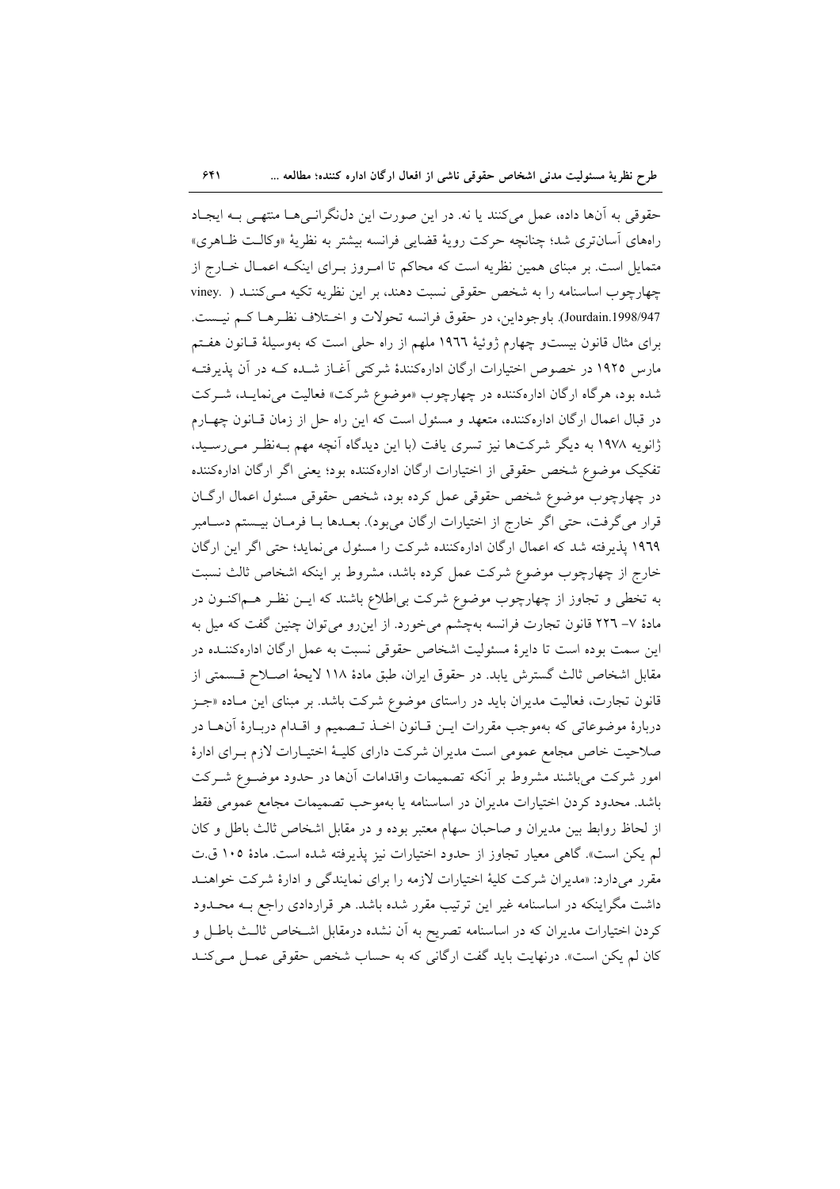حقوقی به آن‌ها داده، عمل می‌کنند یا نه. در این صورت این دل‌نگرانی‌ها منتهی به ایجاد راه‌های آسان‌تری شد؛ چنانچه حرکت رویهٔ قضایی فرانسه بیشتر به نظریهٔ «وکالت ظاهری» متمایل است. بر مبنای همین نظریه است که محاکم تا امروز برای اینکه اعمال خارج از چارچوب اساسنامه را به شخص حقوقی نسبت دهند، بر این نظریه تکیه می‌کنند ( viney. Jourdain.1998/947). باوجوداین، در حقوق فرانسه تحولات و اختلاف نظرها کم نیست. برای مثال قانون بیست‌و چهارم ژوئیهٔ ۱۹٦٦ ملهم از راه حلی است که به‌وسیلهٔ قانون هفتم مارس ۱۹۲۵ در خصوص اختیارات ارگان اداره‌کنندهٔ شرکتی آغاز شده که در آن پذیرفته شده بود، هرگاه ارگان اداره‌کننده در چارچوب «موضوع شرکت» فعالیت می‌نماید، شرکت در قبال اعمال ارگان اداره‌کننده، متعهد و مسئول است که این راه حل از زمان قانون چهارم ژانویه ۱۹۷۸ به دیگر شرکت‌ها نیز تسری یافت (با این دیدگاه آنچه مهم به‌نظر می‌رسید، تفکیک موضوع شخص حقوقی از اختیارات ارگان اداره‌کننده بود؛ یعنی اگر ارگان اداره‌کننده در چارچوب موضوع شخص حقوقی عمل کرده بود، شخص حقوقی مسئول اعمال ارگان قرار می‌گرفت، حتی اگر خارج از اختیارات ارگان می‌بود). بعدها با فرمان بیستم دسامبر ۱۹٦۹ پذیرفته شد که اعمال ارگان اداره‌کننده شرکت را مسئول می‌نماید؛ حتی اگر این ارگان خارج از چارچوب موضوع شرکت عمل کرده باشد، مشروط بر اینکه اشخاص ثالث نسبت به تخطی و تجاوز از چارچوب موضوع شرکت بی‌اطلاع باشند که این نظر هم‌اکنون در مادهٔ ۷- ۲۲٦ قانون تجارت فرانسه به‌چشم می‌خورد. از این‌رو می‌توان چنین گفت که میل به این سمت بوده است تا دایرهٔ مسئولیت اشخاص حقوقی نسبت به عمل ارگان اداره‌کننده در مقابل اشخاص ثالث گسترش یابد. در حقوق ایران، طبق مادهٔ ۱۱۸ لایحهٔ اصلاح قسمتی از قانون تجارت، فعالیت مدیران باید در راستای موضوع شرکت باشد. بر مبنای این ماده «جز دربارهٔ موضوعاتی که به‌موجب مقررات این قانون اخذ تصمیم و اقدام دربارهٔ آن‌ها در صلاحیت خاص مجامع عمومی است مدیران شرکت دارای کلیهٔ اختیارات لازم برای ادارهٔ امور شرکت می‌باشند مشروط بر آنکه تصمیمات واقدامات آن‌ها در حدود موضوع شرکت باشد. محدود کردن اختیارات مدیران در اساسنامه یا به‌موجب تصمیمات مجامع عمومی فقط از لحاظ روابط بین مدیران و صاحبان سهام معتبر بوده و در مقابل اشخاص ثالث باطل و کان لم یکن است». گاهی معیار تجاوز از حدود اختیارات نیز پذیرفته شده است. مادهٔ ۱۰۵ ق.ت مقرر می‌دارد: «مدیران شرکت کلیهٔ اختیارات لازمه را برای نمایندگی و ادارهٔ شرکت خواهند داشت مگراینکه در اساسنامه غیر این ترتیب مقرر شده باشد. هر قراردادی راجع به محدود کردن اختیارات مدیران که در اساسنامه تصریح به آن نشده درمقابل اشخاص ثالث باطل و کان لم یکن است». درنهایت باید گفت ارگانی که به حساب شخص حقوقی عمل می‌کند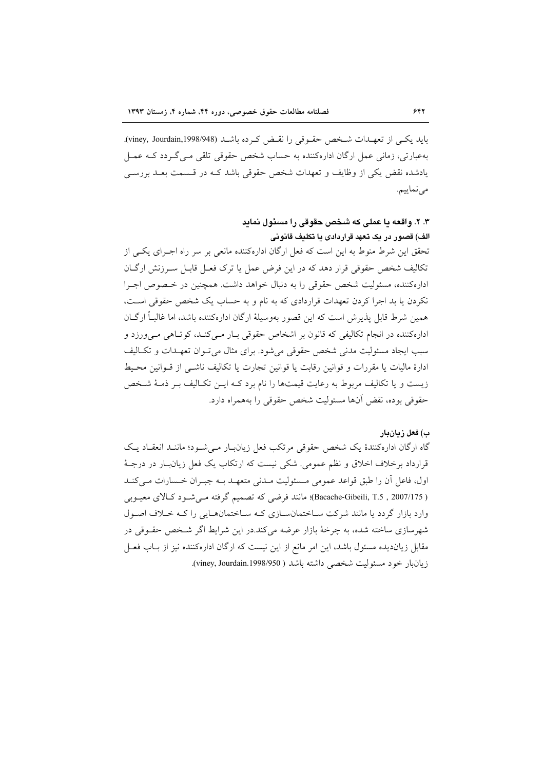باید یکی از تعهدات شخص حقوقی را نقض کرده باشد (viney, Jourdain,1998/948). به‌عبارتی، زمانی عمل ارگان اداره‌کننده به حساب شخص حقوقی تلقی می‌گردد که عمل یادشده نقض یکی از وظایف و تعهدات شخص حقوقی باشد که در قسمت بعد بررسی می‌نماییم.

### ۳. ۲. واقعه یا عملی که شخص حقوقی را مسئول نماید

#### الف) قصور در یک تعهد قراردادی یا تکلیف قانونی

تحقق این شرط منوط به این است که فعل ارگان اداره‌کننده مانعی بر سر راه اجرای یکی از تکالیف شخص حقوقی قرار دهد که در این فرض عمل یا ترک فعل قابل سرزنش ارگان اداره‌کننده، مسئولیت شخص حقوقی را به دنبال خواهد داشت. همچنین در خصوص اجرا نکردن یا بد اجرا کردن تعهدات قراردادی که به نام و به حساب یک شخص حقوقی است، همین شرط قابل پذیرش است که این قصور به‌وسیلهٔ ارگان اداره‌کننده باشد، اما غالباً ارگان اداره‌کننده در انجام تکالیفی که قانون بر اشخاص حقوقی بار می‌کند، کوتاهی می‌ورزد و سبب ایجاد مسئولیت مدنی شخص حقوقی می‌شود. برای مثال می‌توان تعهدات و تکالیف ادارهٔ مالیات و مقررات و قوانین رقابت یا قوانین تجارت یا تکالیف ناشی از قوانین محیط زیست و یا تکالیف مربوط به رعایت قیمت‌ها را نام برد که این تکالیف بر ذمهٔ شخص حقوقی بوده، نقض آنها مسئولیت شخص حقوقی را به‌همراه دارد.

#### ب) فعل زیان‌بار

گاه ارگان اداره‌کنندهٔ یک شخص حقوقی مرتکب فعل زیان‌بار می‌شود؛ مانند انعقاد یک قرارداد برخلاف اخلاق و نظم عمومی. شکی نیست که ارتکاب یک فعل زیان‌بار در درجهٔ اول، فاعل آن را طبق قواعد عمومی مسئولیت مدنی متعهد به جبران خسارات می‌کند (Bacache-Gibeili, T.5 , 2007/175)؛ مانند فرضی که تصمیم گرفته می‌شود کالای معیوبی وارد بازار گردد یا مانند شرکت ساختمان‌سازی که ساختمان‌هایی را که خلاف اصول شهرسازی ساخته شده، به چرخهٔ بازار عرضه می‌کند.در این شرایط اگر شخص حقوقی در مقابل زیان‌دیده مسئول باشد، این امر مانع از این نیست که ارگان اداره‌کننده نیز از باب فعل زیان‌بار خود مسئولیت شخصی داشته باشد (viney, Jourdain.1998/950).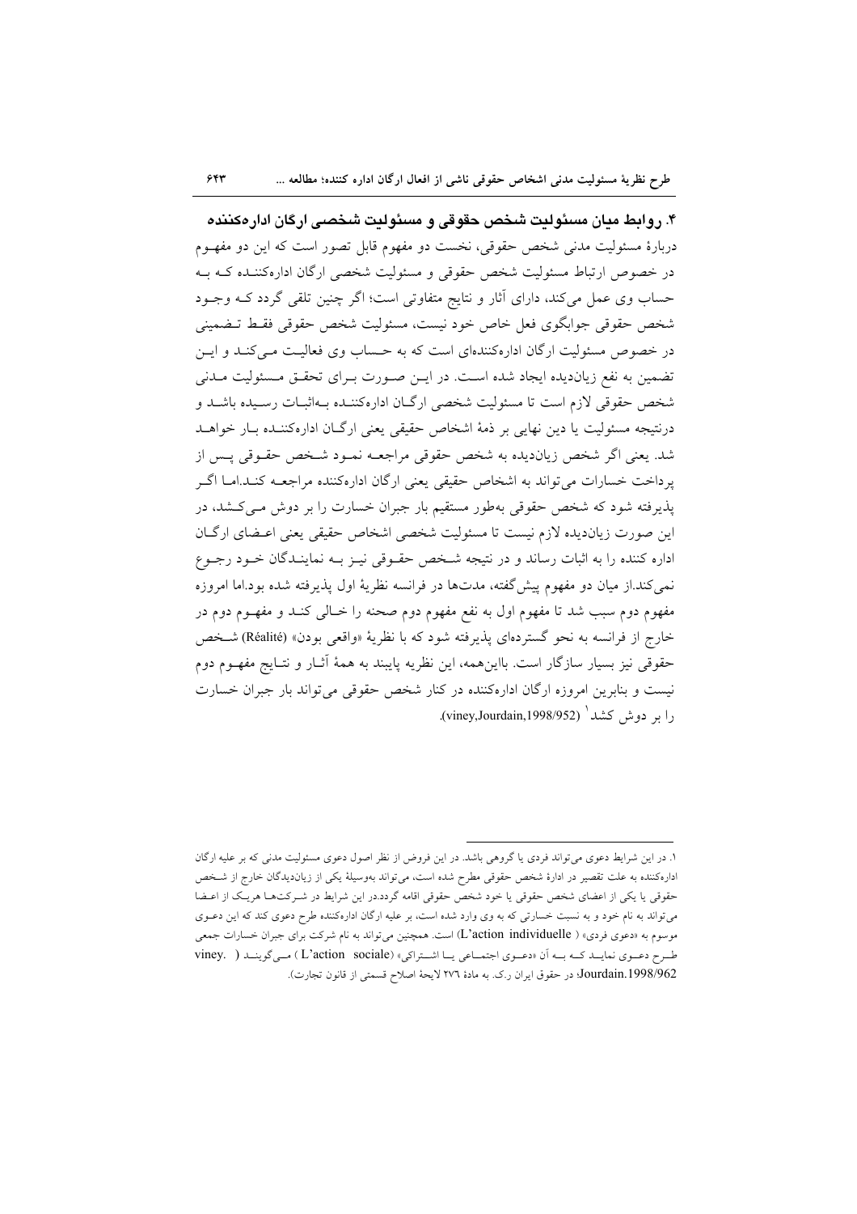## ۴. روابط میان مسئولیت شخص حقوقی و مسئولیت شخصی ارگان اداره‌کننده

دربارهٔ مسئولیت مدنی شخص حقوقی، نخست دو مفهوم قابل تصور است که این دو مفهوم در خصوص ارتباط مسئولیت شخص حقوقی و مسئولیت شخصی ارگان اداره‌کننده که به حساب وی عمل می‌کند، دارای آثار و نتایج متفاوتی است؛ اگر چنین تلقی گردد که وجود شخص حقوقی جوابگوی فعل خاص خود نیست، مسئولیت شخص حقوقی فقط تضمینی در خصوص مسئولیت ارگان اداره‌کننده‌ای است که به حساب وی فعالیت می‌کند و این تضمین به نفع زیان‌دیده ایجاد شده است. در این صورت برای تحقق مسئولیت مدنی شخص حقوقی لازم است تا مسئولیت شخصی ارگان اداره‌کننده به‌اثبات رسیده باشد و درنتیجه مسئولیت یا دین نهایی بر ذمهٔ اشخاص حقیقی یعنی ارگان اداره‌کننده بار خواهد شد. یعنی اگر شخص زیان‌دیده به شخص حقوقی مراجعه نمود شخص حقوقی پس از پرداخت خسارات می‌تواند به اشخاص حقیقی یعنی ارگان اداره‌کننده مراجعه کند.اما اگر پذیرفته شود که شخص حقوقی به‌طور مستقیم بار جبران خسارت را بر دوش می‌کشد، در این صورت زیان‌دیده لازم نیست تا مسئولیت شخصی اشخاص حقیقی یعنی اعضای ارگان اداره کننده را به اثبات رساند و در نتیجه شخص حقوقی نیز به نمایندگان خود رجوع نمی‌کند.از میان دو مفهوم پیش‌گفته، مدت‌ها در فرانسه نظریهٔ اول پذیرفته شده بود.اما امروزه مفهوم دوم سبب شد تا مفهوم اول به نفع مفهوم دوم صحنه را خالی کند و مفهوم دوم در خارج از فرانسه به نحو گسترده‌ای پذیرفته شود که با نظریهٔ «واقعی بودن» (Réalité) شخص حقوقی نیز بسیار سازگار است. بااین‌همه، این نظریه پایبند به همهٔ آثار و نتایج مفهوم دوم نیست و بنابرین امروزه ارگان اداره‌کننده در کنار شخص حقوقی می‌تواند بار جبران خسارت را بر دوش کشد[1] (viney,Jourdain,1998/952).

---

۱. در این شرایط دعوی می‌تواند فردی یا گروهی باشد. در این فروض از نظر اصول دعوی مسئولیت مدنی که بر علیه ارگان اداره‌کننده به علت تقصیر در ادارهٔ شخص حقوقی مطرح شده است، می‌تواند به‌وسیلهٔ یکی از زیان‌دیدگان خارج از شخص حقوقی یا یکی از اعضای شخص حقوقی یا خود شخص حقوقی اقامه گردد.در این شرایط در شرکت‌ها هریک از اعضا می‌تواند به نام خود و به نسبت خسارتی که به وی وارد شده است، بر علیه ارگان اداره‌کننده طرح دعوی کند که این دعوی موسوم به «دعوی فردی» ( L'action individuelle) است. همچنین می‌تواند به نام شرکت برای جبران خسارات جمعی طرح دعوی نماید که به آن «دعوی اجتماعی یا اشتراکی» (L'action sociale ) می‌گویند ( .viney Jourdain.1998/962؛ در حقوق ایران ر.ک. به مادهٔ ۲۷۶ لایحهٔ اصلاح قسمتی از قانون تجارت).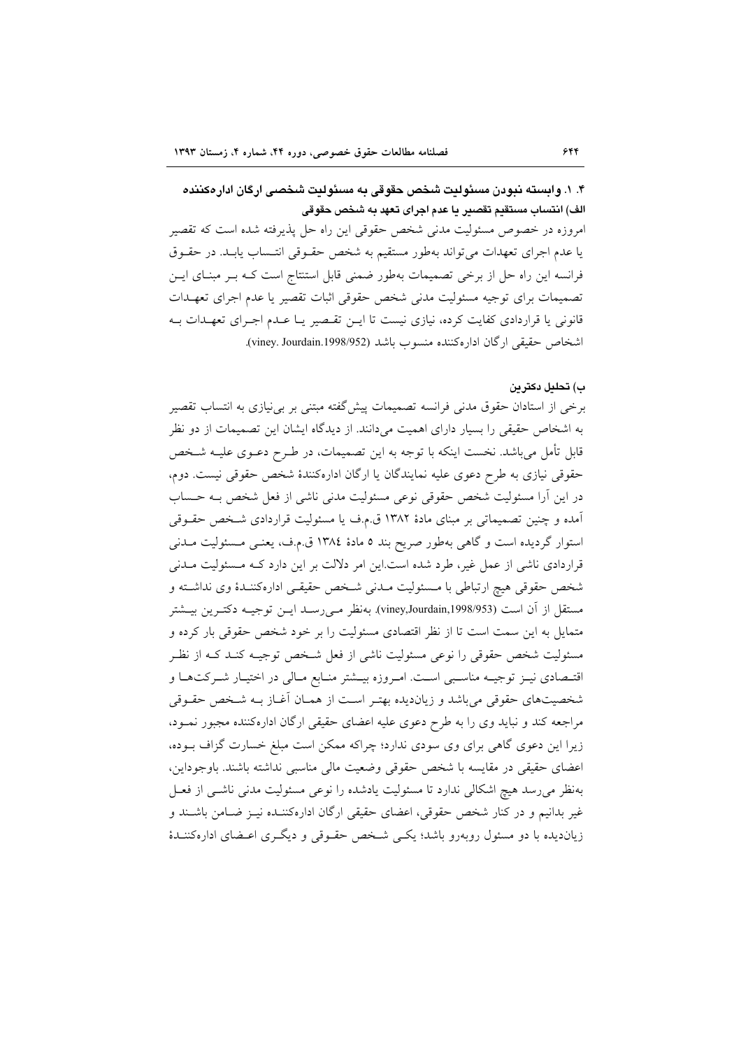### ۴. ۱. وابسته نبودن مسئولیت شخص حقوقی به مسئولیت شخصی ارکان اداره‌کننده

#### الف) انتساب مستقیم تقصیر یا عدم اجرای تعهد به شخص حقوقی

امروزه در خصوص مسئولیت مدنی شخص حقوقی این راه حل پذیرفته شده است که تقصیر یا عدم اجرای تعهدات می‌تواند به‌طور مستقیم به شخص حقوقی انتساب یابد. در حقوق فرانسه این راه حل از برخی تصمیمات به‌طور ضمنی قابل استنتاج است که بر مبنای این تصمیمات برای توجیه مسئولیت مدنی شخص حقوقی اثبات تقصیر یا عدم اجرای تعهدات قانونی یا قراردادی کفایت کرده، نیازی نیست تا این تقصیر یا عدم اجرای تعهدات به اشخاص حقیقی ارگان اداره‌کننده منسوب باشد (viney. Jourdain.1998/952).

#### ب) تحلیل دکترین

برخی از استادان حقوق مدنی فرانسه تصمیمات پیش‌گفته مبتنی بر بی‌نیازی به انتساب تقصیر به اشخاص حقیقی را بسیار دارای اهمیت می‌دانند. از دیدگاه ایشان این تصمیمات از دو نظر قابل تأمل می‌باشد. نخست اینکه با توجه به این تصمیمات، در طرح دعوی علیه شخص حقوقی نیازی به طرح دعوی علیه نمایندگان یا ارگان اداره‌کنندهٔ شخص حقوقی نیست. دوم، در این آرا مسئولیت شخص حقوقی نوعی مسئولیت مدنی ناشی از فعل شخص به حساب آمده و چنین تصمیماتی بر مبنای مادهٔ ۱۳۸۲ ق.م.ف یا مسئولیت قراردادی شخص حقوقی استوار گردیده است و گاهی به‌طور صریح بند ۵ مادهٔ ۱۳۸٤ ق.م.ف، یعنی مسئولیت مدنی قراردادی ناشی از عمل غیر، طرد شده است.این امر دلالت بر این دارد که مسئولیت مدنی شخص حقوقی هیچ ارتباطی با مسئولیت مدنی شخص حقیقی اداره‌کنندهٔ وی نداشته و مستقل از آن است (viney,Jourdain,1998/953). به‌نظر می‌رسد این توجیه دکترین بیشتر متمایل به این سمت است تا از نظر اقتصادی مسئولیت را بر خود شخص حقوقی بار کرده و مسئولیت شخص حقوقی را نوعی مسئولیت ناشی از فعل شخص توجیه کند که از نظر اقتصادی نیز توجیه مناسبی است. امروزه بیشتر منابع مالی در اختیار شرکت‌ها و شخصیت‌های حقوقی می‌باشد و زیان‌دیده بهتر است از همان آغاز به شخص حقوقی مراجعه کند و نباید وی را به طرح دعوی علیه اعضای حقیقی ارگان اداره‌کننده مجبور نمود، زیرا این دعوی گاهی برای وی سودی ندارد؛ چراکه ممکن است مبلغ خسارت گزاف بوده، اعضای حقیقی در مقایسه با شخص حقوقی وضعیت مالی مناسبی نداشته باشند. باوجوداین، به‌نظر می‌رسد هیچ اشکالی ندارد تا مسئولیت یادشده را نوعی مسئولیت مدنی ناشی از فعل غیر بدانیم و در کنار شخص حقوقی، اعضای حقیقی ارگان اداره‌کننده نیز ضامن باشند و زیان‌دیده با دو مسئول روبه‌رو باشد؛ یکی شخص حقوقی و دیگری اعضای اداره‌کنندهٔ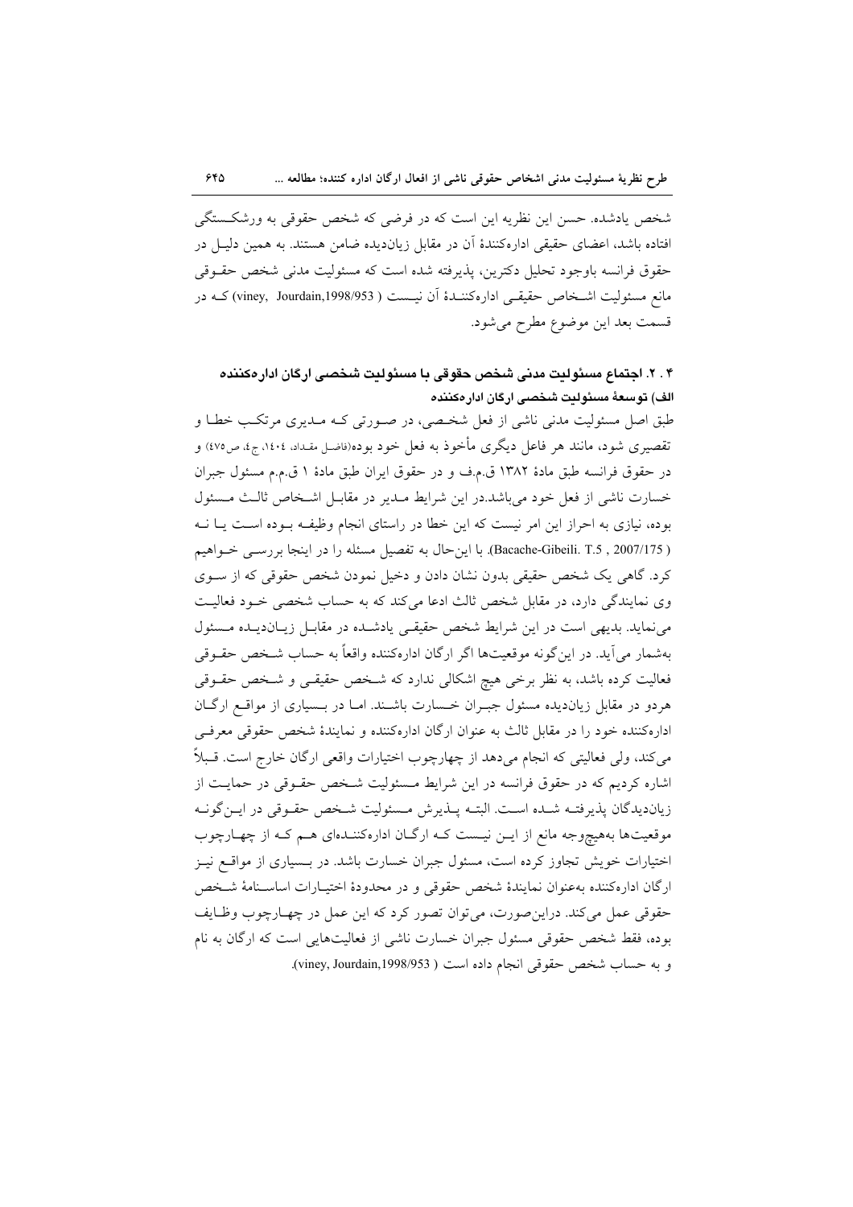شخص یادشده. حسن این نظریه این است که در فرضی که شخص حقوقی به ورشکستگی افتاده باشد، اعضای حقیقی ادارەکنندۀ آن در مقابل زیان‌دیده ضامن هستند. به همین دلیل در حقوق فرانسه باوجود تحلیل دکترین، پذیرفته شده است که مسئولیت مدنی شخص حقوقی مانع مسئولیت اشخاص حقیقی ادارەکنندۀ آن نیست (viney, Jourdain,1998/953) که در قسمت بعد این موضوع مطرح می‌شود.

### ۴ . ۲. اجتماع مسئولیت مدنی شخص حقوقی با مسئولیت شخصی ارگان ادارەکننده

#### الف) توسعۀ مسئولیت شخصی ارگان ادارەکننده

طبق اصل مسئولیت مدنی ناشی از فعل شخصی، در صورتی که مدیری مرتکب خطا و تقصیری شود، مانند هر فاعل دیگری مأخوذ به فعل خود بوده(فاضل مقداد، ۱٤۰٤، ج٤، ص٤٧٥) و در حقوق فرانسه طبق مادۀ ۱۳۸۲ ق.م.ف و در حقوق ایران طبق مادۀ ۱ ق.م.م مسئول جبران خسارت ناشی از فعل خود می‌باشد.در این شرایط مدیر در مقابل اشخاص ثالث مسئول بوده، نیازی به احراز این امر نیست که این خطا در راستای انجام وظیفه بوده است یا نه (Bacache-Gibeili. T.5 , 2007/175). با این‌حال به تفصیل مسئله را در اینجا بررسی خواهیم کرد. گاهی یک شخص حقیقی بدون نشان دادن و دخیل نمودن شخص حقوقی که از سوی وی نمایندگی دارد، در مقابل شخص ثالث ادعا می‌کند که به حساب شخصی خود فعالیت می‌نماید. بدیهی است در این شرایط شخص حقیقی یادشده در مقابل زیان‌دیده مسئول به‌شمار می‌آید. در این‌گونه موقعیت‌ها اگر ارگان ادارەکننده واقعاً به حساب شخص حقوقی فعالیت کرده باشد، به نظر برخی هیچ اشکالی ندارد که شخص حقیقی و شخص حقوقی هردو در مقابل زیان‌دیده مسئول جبران خسارت باشند. اما در بسیاری از مواقع ارگان ادارەکننده خود را در مقابل ثالث به عنوان ارگان ادارەکننده و نمایندۀ شخص حقوقی معرفی می‌کند، ولی فعالیتی که انجام می‌دهد از چهارچوب اختیارات واقعی ارگان خارج است. قبلاً اشاره کردیم که در حقوق فرانسه در این شرایط مسئولیت شخص حقوقی در حمایت از زیان‌دیدگان پذیرفته شده است. البته پذیرش مسئولیت شخص حقوقی در این‌گونه موقعیت‌ها به‌هیچ‌وجه مانع از این نیست که ارگان ادارەکننده‌ای هم که از چهارچوب اختیارات خویش تجاوز کرده است، مسئول جبران خسارت باشد. در بسیاری از مواقع نیز ارگان ادارەکننده به‌عنوان نمایندۀ شخص حقوقی و در محدودۀ اختیارات اساسنامۀ شخص حقوقی عمل می‌کند. دراین‌صورت، می‌توان تصور کرد که این عمل در چهارچوب وظایف بوده، فقط شخص حقوقی مسئول جبران خسارت ناشی از فعالیت‌هایی است که ارگان به نام و به حساب شخص حقوقی انجام داده است (viney, Jourdain,1998/953).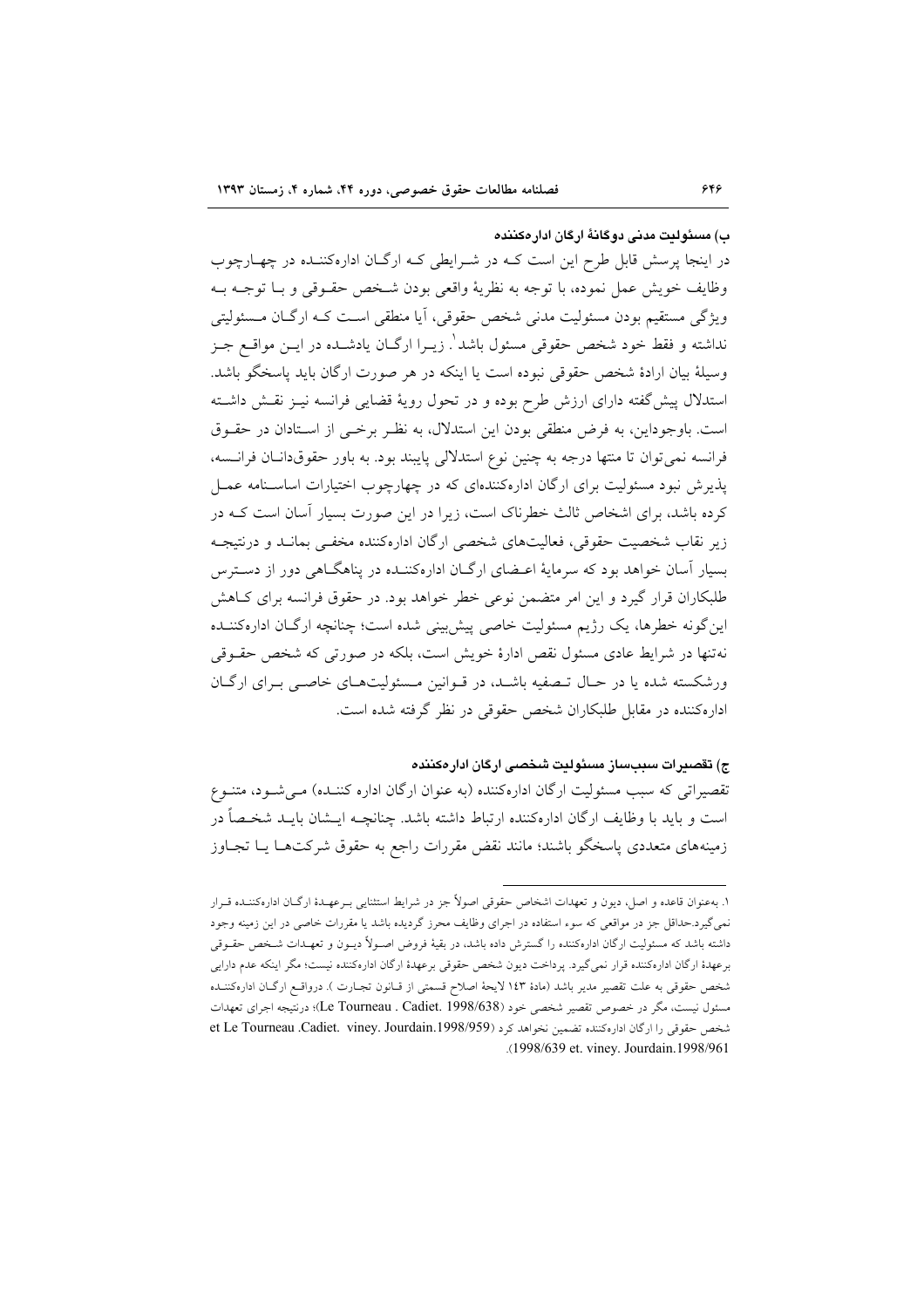### ب) مسئولیت مدنی دوگانهٔ ارگان اداره‌کننده

در اینجا پرسش قابل طرح این است که در شرایطی که ارگان اداره‌کننده در چهارچوب وظایف خویش عمل نموده، با توجه به نظریهٔ واقعی بودن شخص حقوقی و با توجه به ویژگی مستقیم بودن مسئولیت مدنی شخص حقوقی، آیا منطقی است که ارگان مسئولیتی نداشته و فقط خود شخص حقوقی مسئول باشد[1]. زیرا ارگان یادشده در این مواقع جز وسیلهٔ بیان ارادهٔ شخص حقوقی نبوده است یا اینکه در هر صورت ارگان باید پاسخگو باشد. استدلال پیش‌گفته دارای ارزش طرح بوده و در تحول رویهٔ قضایی فرانسه نیز نقش داشته است. باوجوداین، به فرض منطقی بودن این استدلال، به نظر برخی از استادان در حقوق فرانسه نمی‌توان تا منتها درجه به چنین نوع استدلالی پایبند بود. به باور حقوق‌دانان فرانسه، پذیرش نبود مسئولیت برای ارگان اداره‌کننده‌ای که در چهارچوب اختیارات اساسنامه عمل کرده باشد، برای اشخاص ثالث خطرناک است، زیرا در این صورت بسیار آسان است که در زیر نقاب شخصیت حقوقی، فعالیت‌های شخصی ارگان اداره‌کننده مخفی بماند و درنتیجه بسیار آسان خواهد بود که سرمایهٔ اعضای ارگان اداره‌کننده در پناهگاهی دور از دسترس طلبکاران قرار گیرد و این امر متضمن نوعی خطر خواهد بود. در حقوق فرانسه برای کاهش این‌گونه خطرها، یک رژیم مسئولیت خاصی پیش‌بینی شده است؛ چنانچه ارگان اداره‌کننده نه‌تنها در شرایط عادی مسئول نقص ادارهٔ خویش است، بلکه در صورتی که شخص حقوقی ورشکسته شده یا در حال تصفیه باشد، در قوانین مسئولیت‌های خاصی برای ارگان اداره‌کننده در مقابل طلبکاران شخص حقوقی در نظر گرفته شده است.

### ج) تقصیرات سبب‌ساز مسئولیت شخصی ارگان اداره‌کننده

تقصیراتی که سبب مسئولیت ارگان اداره‌کننده (به عنوان ارگان اداره کننده) می‌شود، متنوع است و باید با وظایف ارگان اداره‌کننده ارتباط داشته باشد. چنانچه ایشان باید شخصاً در زمینه‌های متعددی پاسخگو باشند؛ مانند نقض مقررات راجع به حقوق شرکت‌ها یا تجاوز

---

۱. به‌عنوان قاعده و اصل، دیون و تعهدات اشخاص حقوقی اصولاً جز در شرایط استثنایی برعهدهٔ ارگان اداره‌کننده قرار نمی‌گیرد.حداقل جز در مواقعی که سوء استفاده در اجرای وظایف محرز گردیده باشد یا مقررات خاصی در این زمینه وجود داشته باشد که مسئولیت ارگان اداره‌کننده را گسترش داده باشد، در بقیهٔ فروض اصولاً دیون و تعهدات شخص حقوقی برعهدهٔ ارگان اداره‌کننده قرار نمی‌گیرد. پرداخت دیون شخص حقوقی برعهدهٔ ارگان اداره‌کننده نیست؛ مگر اینکه عدم دارایی شخص حقوقی به علت تقصیر مدیر باشد (مادهٔ ۱۴۳ لایحهٔ اصلاح قسمتی از قانون تجارت ). درواقع ارگان اداره‌کننده مسئول نیست، مگر در خصوص تقصیر شخصی خود (Le Tourneau . Cadiet. 1998/638)؛ درنتیجه اجرای تعهدات شخص حقوقی را ارگان اداره‌کننده تضمین نخواهد کرد (et Le Tourneau .Cadiet. viney. Jourdain.1998/959 .(1998/639 et. viney. Jourdain.1998/961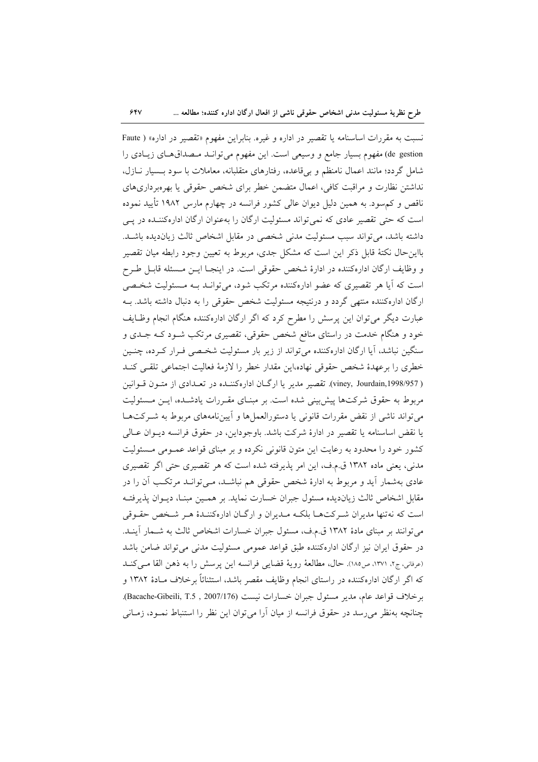نسبت به مقررات اساسنامه یا تقصیر در اداره و غیره. بنابراین مفهوم «تقصیر در اداره» ( Faute de gestion) مفهوم بسیار جامع و وسیعی است. این مفهوم می‌تواند مصداق‌های زیادی را شامل گردد؛ مانند اعمال نامنظم و بی‌قاعده، رفتارهای متقلبانه، معاملات با سود بسیار نازل، نداشتن نظارت و مراقبت کافی، اعمال متضمن خطر برای شخص حقوقی یا بهره‌برداری‌های ناقص و کم‌سود. به همین دلیل دیوان عالی کشور فرانسه در چهارم مارس ۱۹۸۲ تأیید نموده است که حتی تقصیر عادی که نمی‌تواند مسئولیت ارگان را به‌عنوان ارگان اداره‌کننده در پی داشته باشد، می‌تواند سبب مسئولیت مدنی شخصی در مقابل اشخاص ثالث زیان‌دیده باشد. بااین‌حال نکتهٔ قابل ذکر این است که مشکل جدی، مربوط به تعیین وجود رابطه میان تقصیر و وظایف ارگان اداره‌کننده در ادارهٔ شخص حقوقی است. در اینجا این مسئله قابل طرح است که آیا هر تقصیری که عضو اداره‌کننده مرتکب شود، می‌تواند به مسئولیت شخصی ارگان اداره‌کننده منتهی گردد و درنتیجه مسئولیت شخص حقوقی را به دنبال داشته باشد. به عبارت دیگر می‌توان این پرسش را مطرح کرد که اگر ارگان اداره‌کننده هنگام انجام وظایف خود و هنگام خدمت در راستای منافع شخص حقوقی، تقصیری مرتکب شود که جدی و سنگین نباشد، آیا ارگان اداره‌کننده می‌تواند از زیر بار مسئولیت شخصی فرار کرده، چنین خطری را برعهدهٔ شخص حقوقی نهاده،این مقدار خطر را لازمهٔ فعالیت اجتماعی تلقی کند (viney, Jourdain,1998/957 ). تقصیر مدیر یا ارگان اداره‌کننده در تعدادی از متون قوانین مربوط به حقوق شرکت‌ها پیش‌بینی شده است. بر مبنای مقررات یادشده، این مسئولیت می‌تواند ناشی از نقض مقررات قانونی یا دستورالعمل‌ها و آیین‌نامه‌های مربوط به شرکت‌ها یا نقض اساسنامه یا تقصیر در ادارهٔ شرکت باشد. باوجوداین، در حقوق فرانسه دیوان عالی کشور خود را محدود به رعایت این متون قانونی نکرده و بر مبنای قواعد عمومی مسئولیت مدنی، یعنی ماده ۱۳۸۲ ق.م.ف، این امر پذیرفته شده است که هر تقصیری حتی اگر تقصیری عادی به‌شمار آید و مربوط به ادارهٔ شخص حقوقی هم نباشد، می‌تواند مرتکب آن را در مقابل اشخاص ثالث زیان‌دیده مسئول جبران خسارت نماید. بر همین مبنا، دیوان پذیرفته است که نه‌تنها مدیران شرکت‌ها بلکه مدیران و ارگان اداره‌کنندهٔ هر شخص حقوقی می‌توانند بر مبنای مادهٔ ۱۳۸۲ ق.م.ف، مسئول جبران خسارات اشخاص ثالث به شمار آیند. در حقوق ایران نیز ارگان اداره‌کننده طبق قواعد عمومی مسئولیت مدنی می‌تواند ضامن باشد (عرفانی، ج۲، ۱۳۷۱، ص۱۸۵). حال، مطالعهٔ رویهٔ قضایی فرانسه این پرسش را به ذهن القا می‌کند که اگر ارگان اداره‌کننده در راستای انجام وظایف مقصر باشد، استثنائاً برخلاف مادهٔ ۱۳۸۲ و برخلاف قواعد عام، مدیر مسئول جبران خسارات نیست (Bacache-Gibeili, T.5 , 2007/176). چنانچه به‌نظر می‌رسد در حقوق فرانسه از میان آرا می‌توان این نظر را استنباط نمود، زمانی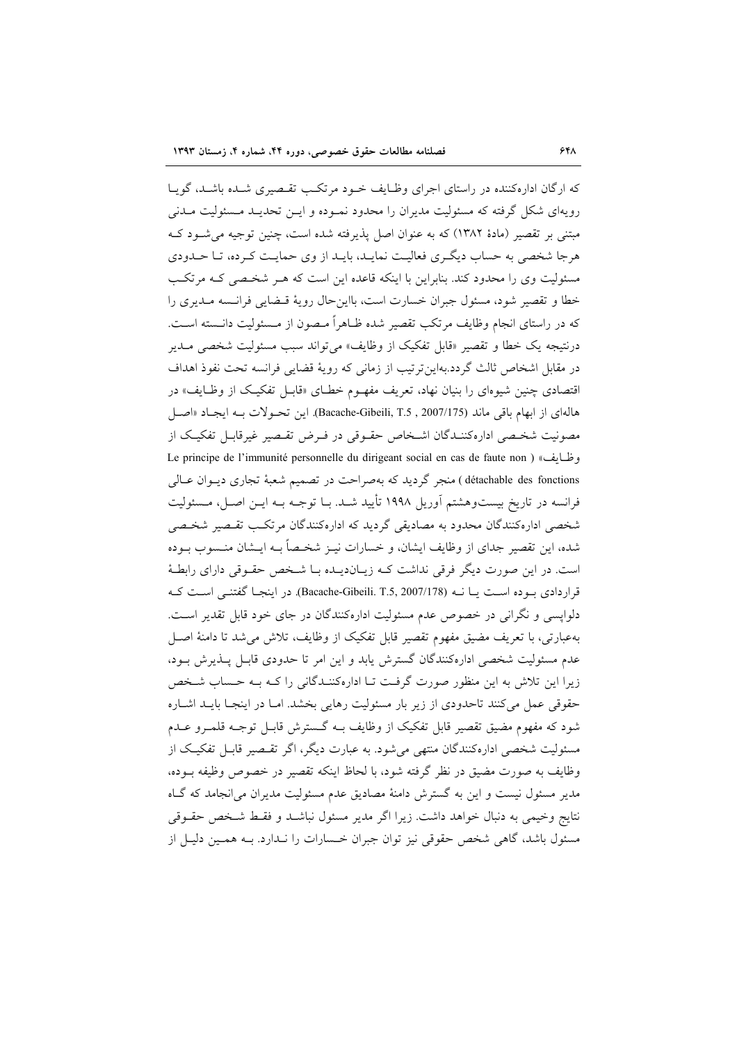که ارگان اداره‌کننده در راستای اجرای وظایف خود مرتکب تقصیری شده باشد، گویا رویه‌ای شکل گرفته که مسئولیت مدیران را محدود نموده و این تحدید مسئولیت مدنی مبتنی بر تقصیر (مادهٔ ۱۳۸۲) که به عنوان اصل پذیرفته شده است، چنین توجیه می‌شود که هرجا شخصی به حساب دیگری فعالیت نماید، باید از وی حمایت کرده، تا حدودی مسئولیت وی را محدود کند. بنابراین با اینکه قاعده این است که هر شخصی که مرتکب خطا و تقصیر شود، مسئول جبران خسارت است، بااین‌حال رویهٔ قضایی فرانسه مدیری را که در راستای انجام وظایف مرتکب تقصیر شده ظاهراً مصون از مسئولیت دانسته است. درنتیجه یک خطا و تقصیر «قابل تفکیک از وظایف» می‌تواند سبب مسئولیت شخصی مدیر در مقابل اشخاص ثالث گردد.به‌این‌ترتیب از زمانی که رویهٔ قضایی فرانسه تحت نفوذ اهداف اقتصادی چنین شیوه‌ای را بنیان نهاد، تعریف مفهوم خطای «قابل تفکیک از وظایف» در هاله‌ای از ابهام باقی ماند (Bacache-Gibeili, T.5 , 2007/175). این تحولات به ایجاد «اصل مصونیت شخصی اداره‌کنندگان اشخاص حقوقی در فرض تقصیر غیرقابل تفکیک از وظایف» (Le principe de l'immunité personnelle du dirigeant social en cas de faute non détachable des fonctions) منجر گردید که به‌صراحت در تصمیم شعبهٔ تجاری دیوان عالی فرانسه در تاریخ بیست‌وهشتم آوریل ۱۹۹۸ تأیید شد. با توجه به این اصل، مسئولیت شخصی اداره‌کنندگان محدود به مصادیقی گردید که اداره‌کنندگان مرتکب تقصیر شخصی شده، این تقصیر جدای از وظایف ایشان، و خسارات نیز شخصاً به ایشان منسوب بوده است. در این صورت دیگر فرقی نداشت که زیان‌دیده با شخص حقوقی دارای رابطهٔ قراردادی بوده است یا نه (Bacache-Gibeili. T.5, 2007/178). در اینجا گفتنی است که دلواپسی و نگرانی در خصوص عدم مسئولیت اداره‌کنندگان در جای خود قابل تقدیر است. به‌عبارتی، با تعریف مضیق مفهوم تقصیر قابل تفکیک از وظایف، تلاش می‌شد تا دامنهٔ اصل عدم مسئولیت شخصی اداره‌کنندگان گسترش یابد و این امر تا حدودی قابل پذیرش بود، زیرا این تلاش به این منظور صورت گرفت تا اداره‌کنندگانی را که به حساب شخص حقوقی عمل می‌کنند تاحدودی از زیر بار مسئولیت رهایی بخشد. اما در اینجا باید اشاره شود که مفهوم مضیق تقصیر قابل تفکیک از وظایف به گسترش قابل توجه قلمرو عدم مسئولیت شخصی اداره‌کنندگان منتهی می‌شود. به عبارت دیگر، اگر تقصیر قابل تفکیک از وظایف به صورت مضیق در نظر گرفته شود، با لحاظ اینکه تقصیر در خصوص وظیفه بوده، مدیر مسئول نیست و این به گسترش دامنهٔ مصادیق عدم مسئولیت مدیران می‌انجامد که گاه نتایج وخیمی به دنبال خواهد داشت. زیرا اگر مدیر مسئول نباشد و فقط شخص حقوقی مسئول باشد، گاهی شخص حقوقی نیز توان جبران خسارات را ندارد. به همین دلیل از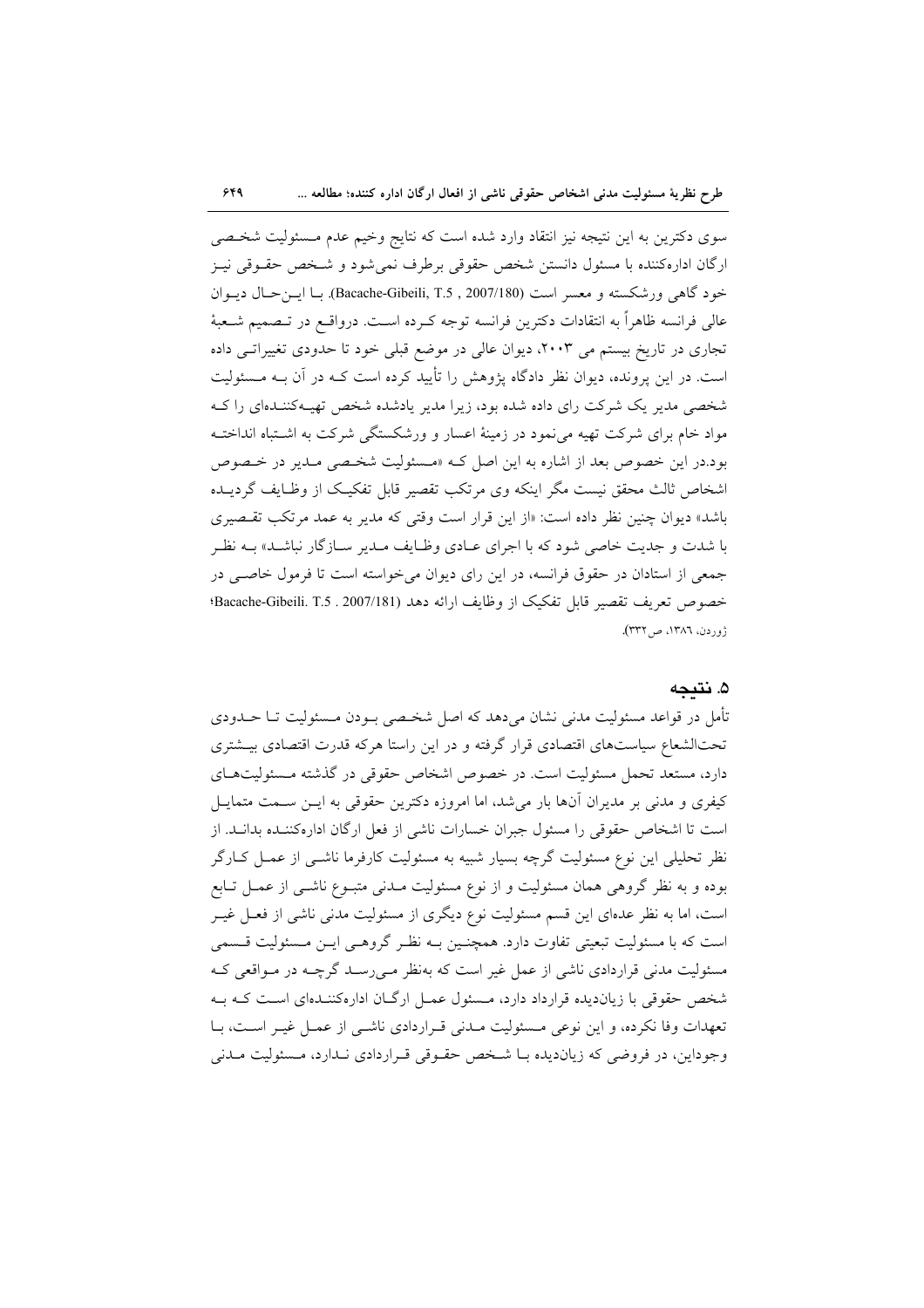سوی دکترین به این نتیجه نیز انتقاد وارد شده است که نتایج وخیم عدم مسئولیت شخصی ارگان اداره‌کننده با مسئول دانستن شخص حقوقی برطرف نمی‌شود و شخص حقوقی نیز خود گاهی ورشکسته و معسر است (Bacache-Gibeili, T.5 , 2007/180). با این‌حال دیوان عالی فرانسه ظاهراً به انتقادات دکترین فرانسه توجه کرده است. درواقع در تصمیم شعبهٔ تجاری در تاریخ بیستم می ۲۰۰۳، دیوان عالی در موضع قبلی خود تا حدودی تغییراتی داده است. در این پرونده، دیوان نظر دادگاه پژوهش را تأیید کرده است که در آن به مسئولیت شخصی مدیر یک شرکت رای داده شده بود، زیرا مدیر یادشده شخص تهیه‌کننده‌ای را که مواد خام برای شرکت تهیه می‌نمود در زمینهٔ اعسار و ورشکستگی شرکت به اشتباه انداخته بود.در این خصوص بعد از اشاره به این اصل که «مسئولیت شخصی مدیر در خصوص اشخاص ثالث محقق نیست مگر اینکه وی مرتکب تقصیر قابل تفکیک از وظایف گردیده باشد» دیوان چنین نظر داده است: «از این قرار است وقتی که مدیر به عمد مرتکب تقصیری با شدت و جدیت خاصی شود که با اجرای عادی وظایف مدیر سازگار نباشد» به نظر جمعی از استادان در حقوق فرانسه، در این رای دیوان می‌خواسته است تا فرمول خاصی در خصوص تعریف تقصیر قابل تفکیک از وظایف ارائه دهد (Bacache-Gibeili. T.5 . 2007/181؛ ژوردن، ۱۳۸٦، ص۳۳۲).

## ۵. نتیجه

تأمل در قواعد مسئولیت مدنی نشان می‌دهد که اصل شخصی بودن مسئولیت تا حدودی تحت‌الشعاع سیاست‌های اقتصادی قرار گرفته و در این راستا هرکه قدرت اقتصادی بیشتری دارد، مستعد تحمل مسئولیت است. در خصوص اشخاص حقوقی در گذشته مسئولیت‌های کیفری و مدنی بر مدیران آنها بار می‌شد، اما امروزه دکترین حقوقی به این سمت متمایل است تا اشخاص حقوقی را مسئول جبران خسارات ناشی از فعل ارگان اداره‌کننده بداند. از نظر تحلیلی این نوع مسئولیت گرچه بسیار شبیه به مسئولیت کارفرما ناشی از عمل کارگر بوده و به نظر گروهی همان مسئولیت و از نوع مسئولیت مدنی متبوع ناشی از عمل تابع است، اما به نظر عده‌ای این قسم مسئولیت نوع دیگری از مسئولیت مدنی ناشی از فعل غیر است که با مسئولیت تبعیتی تفاوت دارد. همچنین به نظر گروهی این مسئولیت قسمی مسئولیت مدنی قراردادی ناشی از عمل غیر است که به‌نظر می‌رسد گرچه در مواقعی که شخص حقوقی با زیان‌دیده قرارداد دارد، مسئول عمل ارگان اداره‌کننده‌ای است که به تعهدات وفا نکرده، و این نوعی مسئولیت مدنی قراردادی ناشی از عمل غیر است، با وجوداین، در فروضی که زیان‌دیده با شخص حقوقی قراردادی ندارد، مسئولیت مدنی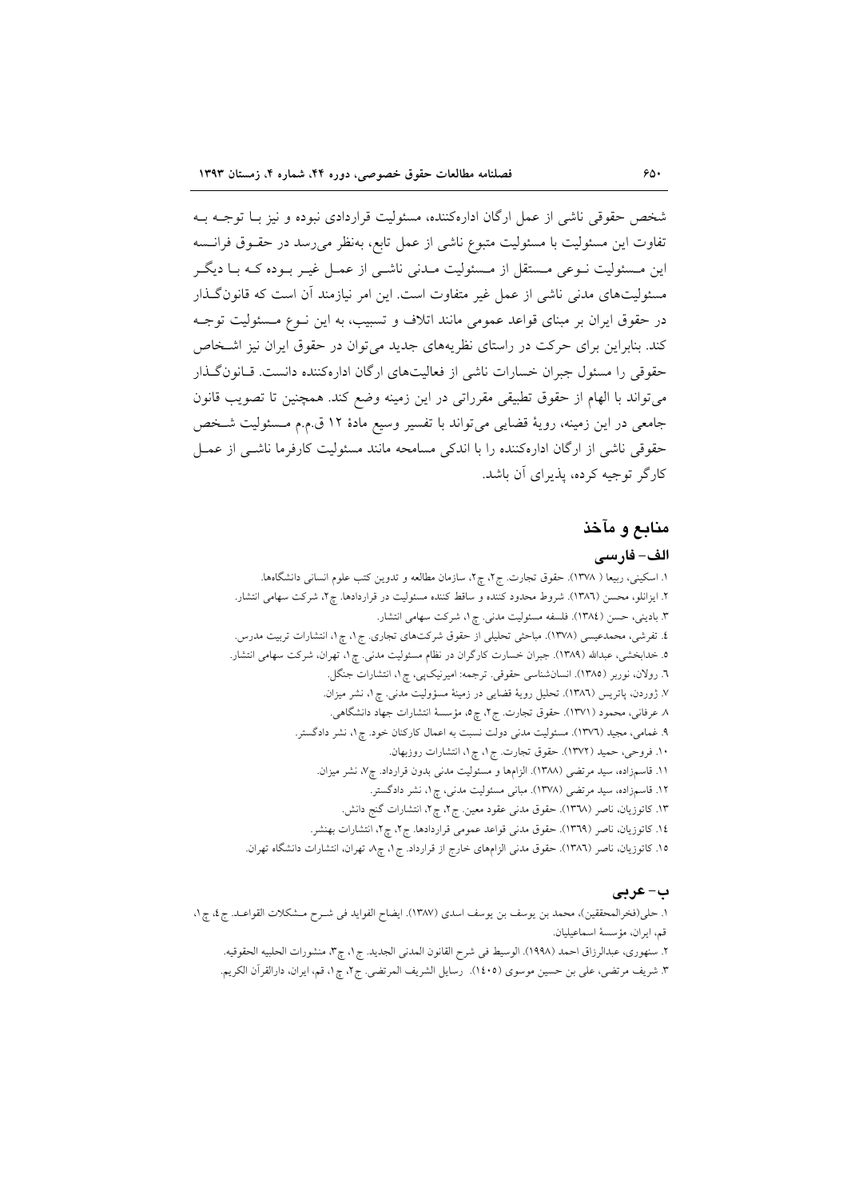شخص حقوقی ناشی از عمل ارگان اداره‌کننده، مسئولیت قراردادی نبوده و نیز با توجه به تفاوت این مسئولیت با مسئولیت متبوع ناشی از عمل تابع، به‌نظر می‌رسد در حقوق فرانسه این مسئولیت نوعی مستقل از مسئولیت مدنی ناشی از عمل غیر بوده که با دیگر مسئولیت‌های مدنی ناشی از عمل غیر متفاوت است. این امر نیازمند آن است که قانون‌گذار در حقوق ایران بر مبنای قواعد عمومی مانند اتلاف و تسبیب، به این نوع مسئولیت توجه کند. بنابراین برای حرکت در راستای نظریه‌های جدید می‌توان در حقوق ایران نیز اشخاص حقوقی را مسئول جبران خسارات ناشی از فعالیت‌های ارگان اداره‌کننده دانست. قانون‌گذار می‌تواند با الهام از حقوق تطبیقی مقرراتی در این زمینه وضع کند. همچنین تا تصویب قانون جامعی در این زمینه، رویهٔ قضایی می‌تواند با تفسیر وسیع مادهٔ ۱۲ ق.م.م مسئولیت شخص حقوقی ناشی از ارگان اداره‌کننده را با اندکی مسامحه مانند مسئولیت کارفرما ناشی از عمل کارگر توجیه کرده، پذیرای آن باشد.

## منابع و مآخذ

### الف- فارسی

۱. اسکینی، ربیعا (۱۳۷۸). حقوق تجارت. ج۲، چ۲، سازمان مطالعه و تدوین کتب علوم انسانی دانشگاه‌ها.
۲. ایزانلو، محسن (۱۳۸٦). شروط محدود کننده و ساقط کننده مسئولیت در قراردادها. چ۲، شرکت سهامی انتشار.
۳. بادینی، حسن (۱۳۸٤). فلسفه مسئولیت مدنی. چ۱، شرکت سهامی انتشار.
٤. تفرشی، محمدعیسی (۱۳۷۸). مباحثی تحلیلی از حقوق شرکت‌های تجاری. ج۱، چ۱، انتشارات تربیت مدرس.
٥. خدابخشی، عبدالله (۱۳۸۹). جبران خسارت کارگران در نظام مسئولیت مدنی. چ۱، تهران، شرکت سهامی انتشار.
٦. رولان، نوربر (۱۳۸٥). انسان‌شناسی حقوقی. ترجمه: امیرنیک‌پی، چ۱، انتشارات جنگل.
۷. ژوردن، پاتریس (۱۳۸٦). تحلیل رویهٔ قضایی در زمینهٔ مسؤولیت مدنی. چ۱، نشر میزان.
۸. عرفانی، محمود (۱۳۷۱). حقوق تجارت. ج۲، چ٥، مؤسسهٔ انتشارات جهاد دانشگاهی.
۹. غمامی، مجید (۱۳۷٦). مسئولیت مدنی دولت نسبت به اعمال کارکنان خود. چ۱، نشر دادگستر.
۱۰. فروحی، حمید (۱۳۷۲). حقوق تجارت. ج۱، چ۱، انتشارات روزبهان.
۱۱. قاسم‌زاده، سید مرتضی (۱۳۸۸). الزام‌ها و مسئولیت مدنی بدون قرارداد. چ۷، نشر میزان.
۱۲. قاسم‌زاده، سید مرتضی (۱۳۷۸). مبانی مسئولیت مدنی، چ۱، نشر دادگستر.
۱۳. کاتوزیان، ناصر (۱۳٦۸). حقوق مدنی عقود معین. ج۲، چ۲، انتشارات گنج دانش.
۱٤. کاتوزیان، ناصر (۱۳٦۹). حقوق مدنی قواعد عمومی قراردادها. ج۲، چ۲، انتشارات بهنشر.
۱٥. کاتوزیان، ناصر (۱۳۸٦). حقوق مدنی الزام‌های خارج از قرارداد. ج۱، چ۸، تهران، انتشارات دانشگاه تهران.

### ب- عربی

۱. حلی(فخرالمحققین)، محمد بن یوسف بن یوسف اسدی (۱۳۸۷). ایضاح الفواید فی شرح مشکلات القواعد. ج٤، چ۱، قم، ایران، مؤسسهٔ اسماعیلیان.
۲. سنهوری، عبدالرزاق احمد (۱۹۹۸). الوسیط فی شرح القانون المدنی الجدید. ج۱، چ۳، منشورات الحلبیه الحقوقیه.
۳. شریف مرتضی، علی بن حسین موسوی (۱٤۰٥). رسایل الشریف المرتضی. ج۲، چ۱، قم، ایران، دارالقرآن الکریم.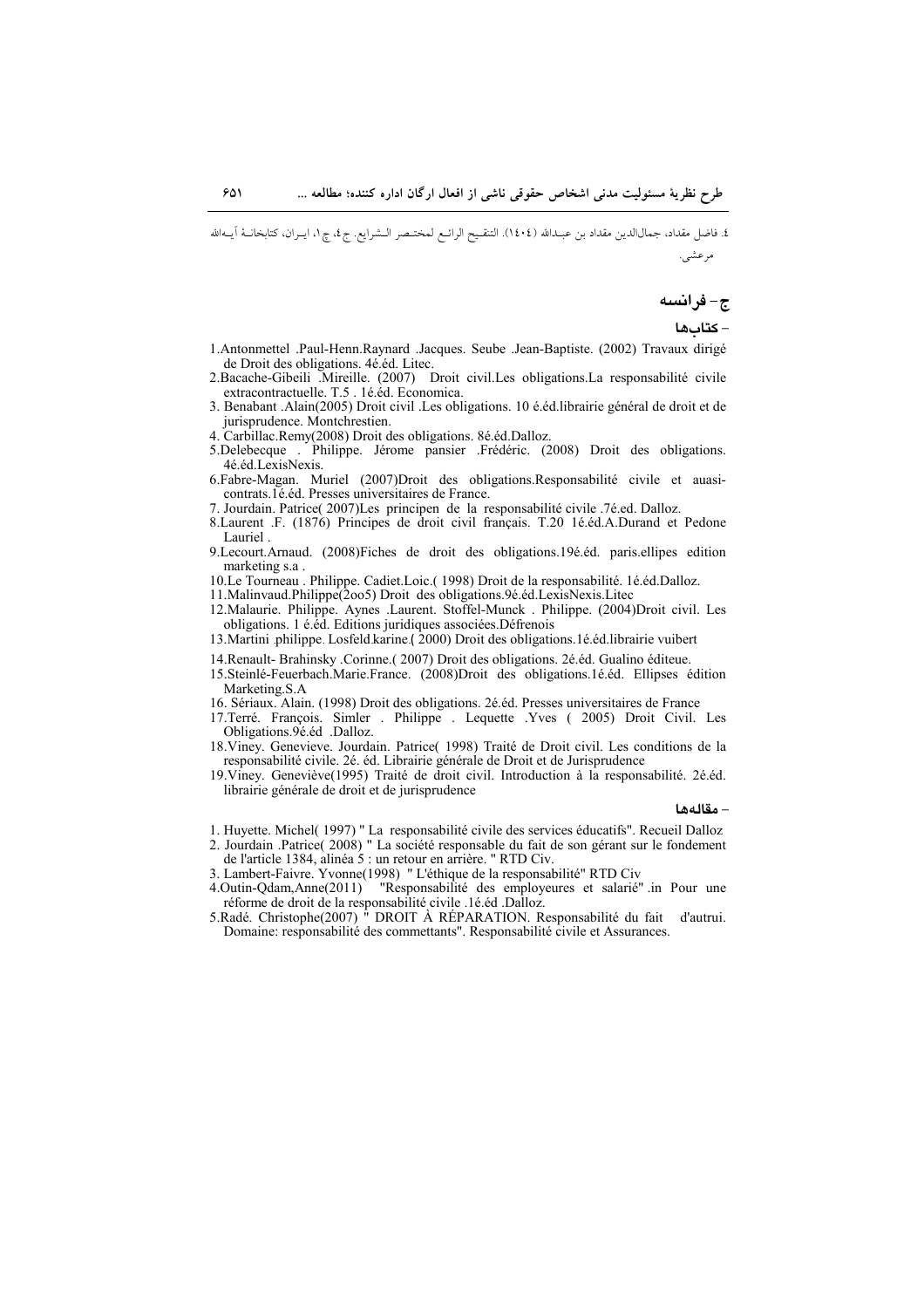٤. فاضل مقداد، جمال‌الدین مقداد بن عبدالله (١٤٠٤). التنقیح الرائع لمختصر الشرایع. ج٤، چ١، ایران، کتابخانهٔ آیه‌الله مرعشی.

## ج- فرانسه

### - کتاب‌ها

1.Antonmettel .Paul-Henn.Raynard .Jacques. Seube .Jean-Baptiste. (2002) Travaux dirigé de Droit des obligations. 4é.éd. Litec.

2.Bacache-Gibeili .Mireille. (2007) Droit civil.Les obligations.La responsabilité civile extracontractuelle. T.5 . 1é.éd. Economica.

3. Benabant .Alain(2005) Droit civil .Les obligations. 10 é.éd.librairie général de droit et de jurisprudence. Montchrestien.

4. Carbillac.Remy(2008) Droit des obligations. 8é.éd.Dalloz.

5.Delebecque . Philippe. Jérome pansier .Frédéric. (2008) Droit des obligations. 4é.éd.LexisNexis.

6.Fabre-Magan. Muriel (2007)Droit des obligations.Responsabilité civile et auasi-contrats.1é.éd. Presses universitaires de France.

7. Jourdain. Patrice( 2007)Les principen de la responsabilité civile .7é.ed. Dalloz.

8.Laurent .F. (1876) Principes de droit civil français. T.20 1é.éd.A.Durand et Pedone Lauriel .

9.Lecourt.Arnaud. (2008)Fiches de droit des obligations.19é.éd. paris.ellipes edition marketing s.a .

10.Le Tourneau . Philippe. Cadiet.Loic.( 1998) Droit de la responsabilité. 1é.éd.Dalloz.

11.Malinvaud.Philippe(2oo5) Droit des obligations.9é.éd.LexisNexis.Litec

12.Malaurie. Philippe. Aynes .Laurent. Stoffel-Munck . Philippe. (2004)Droit civil. Les obligations. 1 é.éd. Editions juridiques associées.Défrenois

13.Martini .philippe. Losfeld.karine.( 2000) Droit des obligations.1é.éd.librairie vuibert

14.Renault- Brahinsky .Corinne.( 2007) Droit des obligations. 2é.éd. Gualino éditeue.

15.Steinlé-Feuerbach.Marie.France. (2008)Droit des obligations.1é.éd. Ellipses édition Marketing.S.A

16. Sériaux. Alain. (1998) Droit des obligations. 2é.éd. Presses universitaires de France

17.Terré. François. Simler . Philippe . Lequette .Yves ( 2005) Droit Civil. Les Obligations.9é.éd .Dalloz.

18.Viney. Genevieve. Jourdain. Patrice( 1998) Traité de Droit civil. Les conditions de la responsabilité civile. 2é. éd. Librairie générale de Droit et de Jurisprudence

19.Viney. Geneviève(1995) Traité de droit civil. Introduction à la responsabilité. 2é.éd. librairie générale de droit et de jurisprudence

### - مقاله‌ها

1. Huyette. Michel( 1997) " La responsabilité civile des services éducatifs". Recueil Dalloz

2. Jourdain .Patrice( 2008) " La société responsable du fait de son gérant sur le fondement de l'article 1384, alinéa 5 : un retour en arrière. " RTD Civ.

3. Lambert-Faivre. Yvonne(1998) " L'éthique de la responsabilité" RTD Civ

4.Outin-Qdam,Anne(2011) "Responsabilité des employeures et salarié" .in Pour une réforme de droit de la responsabilité civile .1é.éd .Dalloz.

5.Radé. Christophe(2007) " DROIT À RÉPARATION. Responsabilité du fait d'autrui. Domaine: responsabilité des commettants". Responsabilité civile et Assurances.